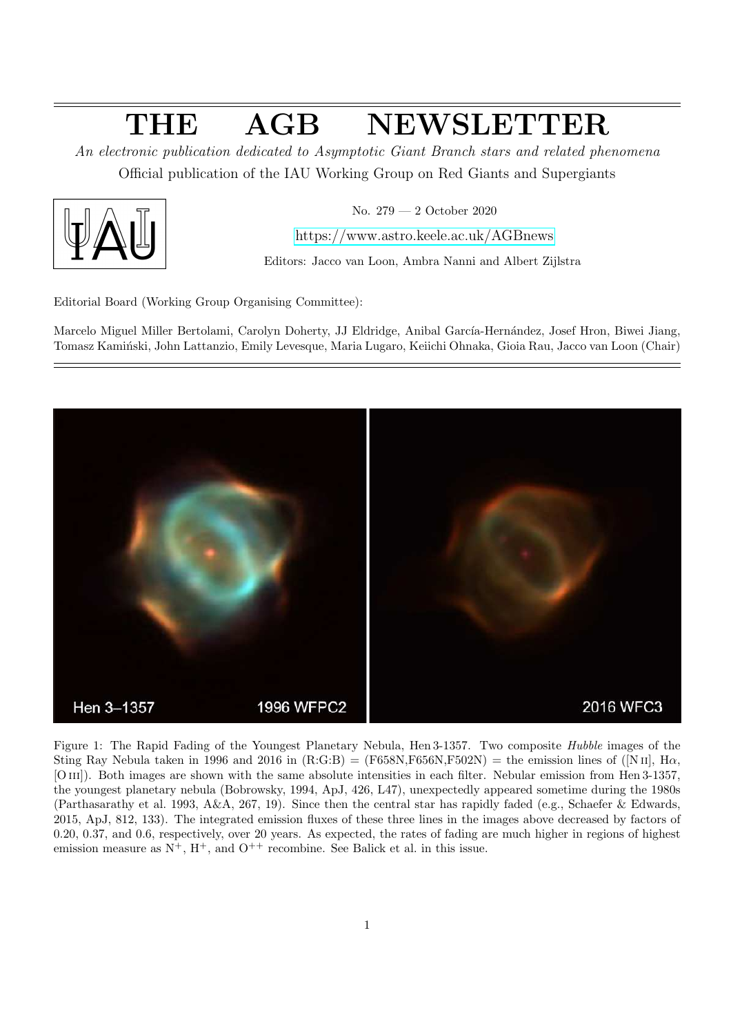# THE AGB NEWSLETTER

*An electronic publication dedicated to Asymptotic Giant Branch stars and related phenomena*

Official publication of the IAU Working Group on Red Giants and Supergiants

No. 279 — 2 October 2020

https://www.astro.keele.ac.uk/AGBnews

Editors: Jacco van Loon, Ambra Nanni and Albert Zijlstra

Editorial Board (Working Group Organising Committee):

Marcelo Miguel Miller Bertolami, Carolyn Doherty, JJ Eldridge, Anibal García-Hernández, Josef Hron, Biwei Jiang, Tomasz Kamiński, John Lattanzio, Emily Levesque, Maria Lugaro, Keiichi Ohnaka, Gioia Rau, Jacco van Loon (Chair)

Figure 1: The Rapid Fading of the Youngest Planetary Nebula, Hen 3-1357. Two composite *Hubble* images of the Sting Ray Nebula taken in 1996 and 2016 in (R:G:B) = (F658N,F656N,F502N) = the emission lines of ([N II], Hα, [O III]). Both images are shown with the same absolute intensities in each filter. Nebular emission from Hen 3-1357, the youngest planetary nebula (Bobrowsky, 1994, ApJ, 426, L47), unexpectedly appeared sometime during the 1980s (Parthasarathy et al. 1993, A&A, 267, 19). Since then the central star has rapidly faded (e.g., Schaefer & Edwards, 2015, ApJ, 812, 133). The integrated emission fluxes of these three lines in the images above decreased by factors of 0.20, 0.37, and 0.6, respectively, over 20 years. As expected, the rates of fading are much higher in regions of highest emission measure as $N^+$, $H^+$, and $O^{++}$ recombine. See Balick et al. in this issue.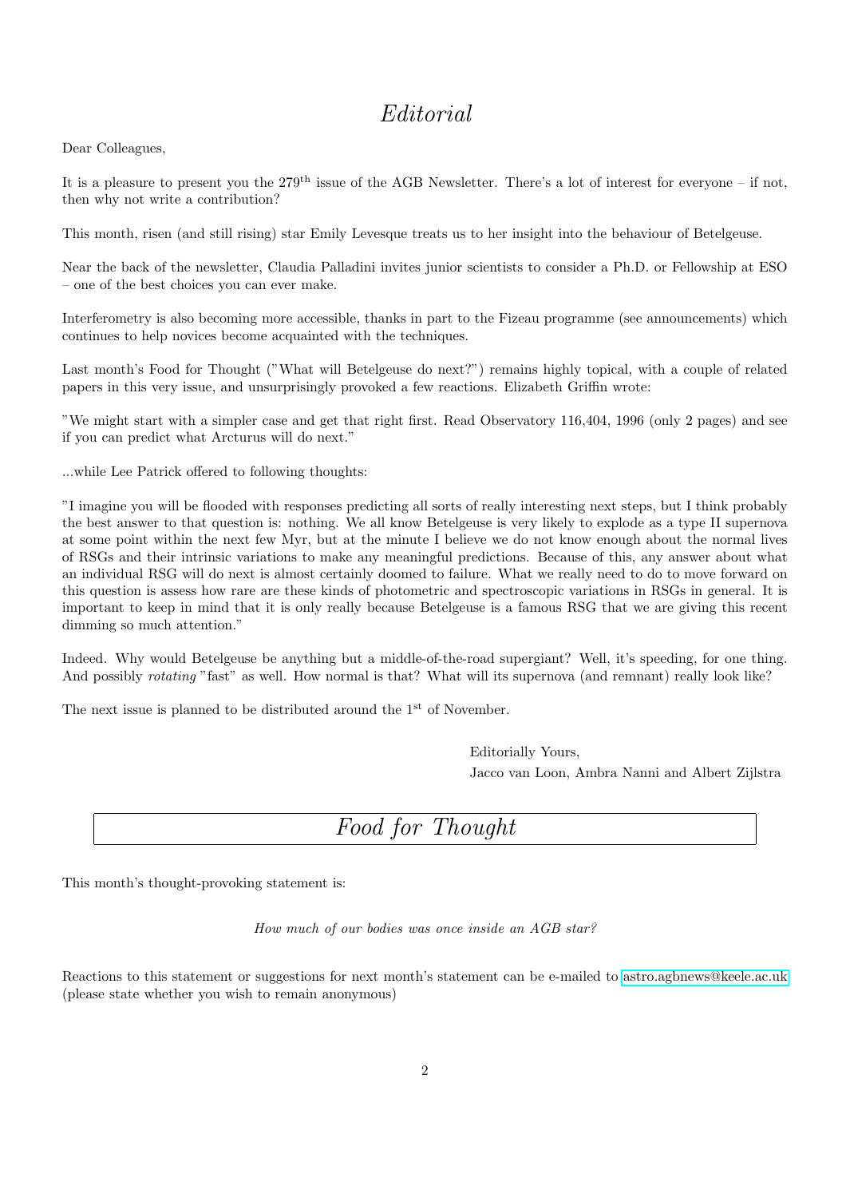# *Editorial*

Dear Colleagues,

It is a pleasure to present you the 279th issue of the AGB Newsletter. There's a lot of interest for everyone – if not, then why not write a contribution?

This month, risen (and still rising) star Emily Levesque treats us to her insight into the behaviour of Betelgeuse.

Near the back of the newsletter, Claudia Palladini invites junior scientists to consider a Ph.D. or Fellowship at ESO – one of the best choices you can ever make.

Interferometry is also becoming more accessible, thanks in part to the Fizeau programme (see announcements) which continues to help novices become acquainted with the techniques.

Last month's Food for Thought ("What will Betelgeuse do next?") remains highly topical, with a couple of related papers in this very issue, and unsurprisingly provoked a few reactions. Elizabeth Griffin wrote:

"We might start with a simpler case and get that right first. Read Observatory 116,404, 1996 (only 2 pages) and see if you can predict what Arcturus will do next."

...while Lee Patrick offered to following thoughts:

"I imagine you will be flooded with responses predicting all sorts of really interesting next steps, but I think probably the best answer to that question is: nothing. We all know Betelgeuse is very likely to explode as a type II supernova at some point within the next few Myr, but at the minute I believe we do not know enough about the normal lives of RSGs and their intrinsic variations to make any meaningful predictions. Because of this, any answer about what an individual RSG will do next is almost certainly doomed to failure. What we really need to do to move forward on this question is assess how rare are these kinds of photometric and spectroscopic variations in RSGs in general. It is important to keep in mind that it is only really because Betelgeuse is a famous RSG that we are giving this recent dimming so much attention."

Indeed. Why would Betelgeuse be anything but a middle-of-the-road supergiant? Well, it's speeding, for one thing. And possibly *rotating* "fast" as well. How normal is that? What will its supernova (and remnant) really look like?

The next issue is planned to be distributed around the 1st of November.

Editorially Yours,
Jacco van Loon, Ambra Nanni and Albert Zijlstra

# *Food for Thought*

This month's thought-provoking statement is:

*How much of our bodies was once inside an AGB star?*

Reactions to this statement or suggestions for next month's statement can be e-mailed to astro.agbnews@keele.ac.uk (please state whether you wish to remain anonymous)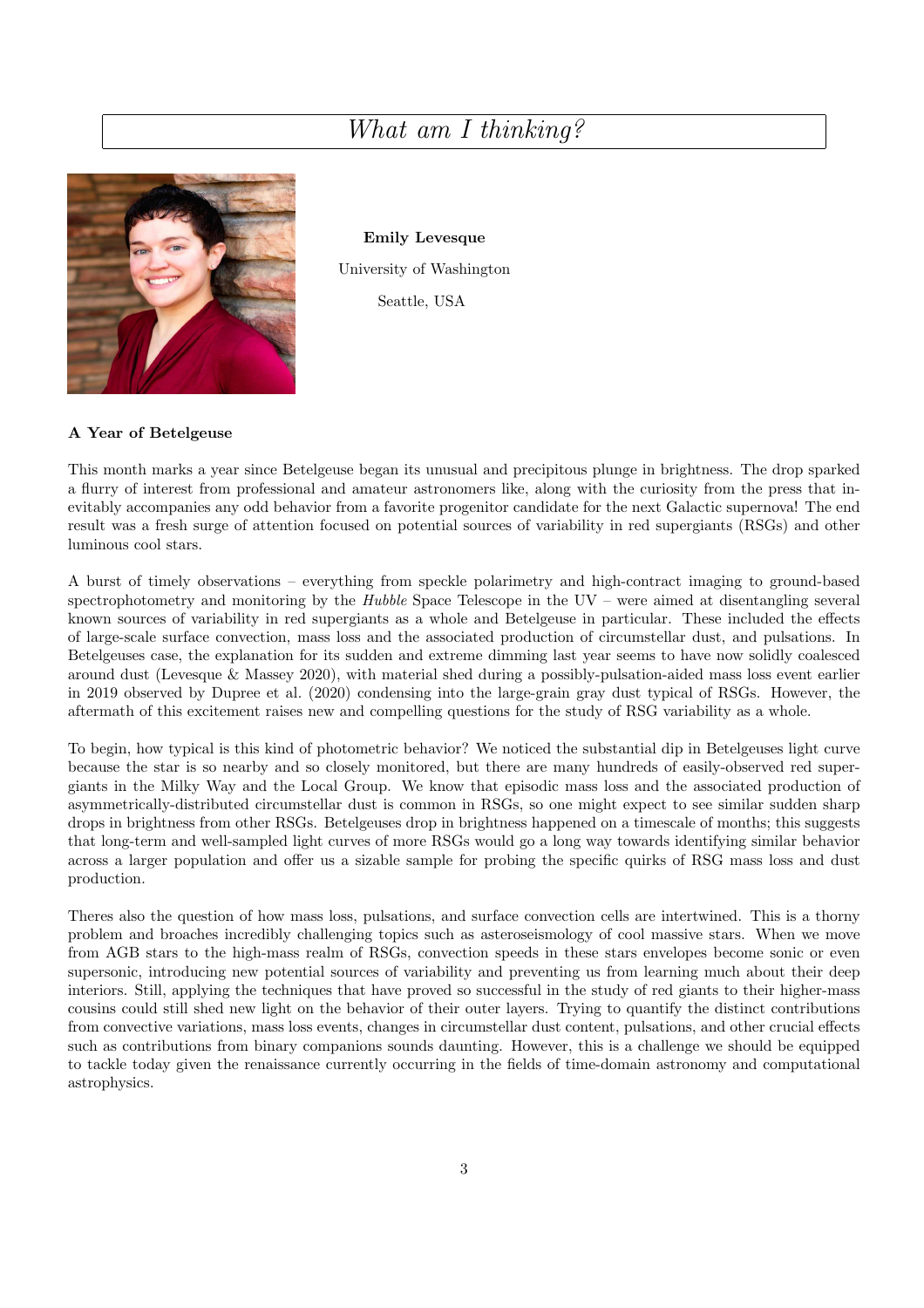## What am I thinking?

**Emily Levesque**

University of Washington

Seattle, USA

### A Year of Betelgeuse

This month marks a year since Betelgeuse began its unusual and precipitous plunge in brightness. The drop sparked a flurry of interest from professional and amateur astronomers alike, along with the curiosity from the press that inevitably accompanies any odd behavior from a favorite progenitor candidate for the next Galactic supernova! The end result was a fresh surge of attention focused on potential sources of variability in red supergiants (RSGs) and other luminous cool stars.

A burst of timely observations – everything from speckle polarimetry and high-contract imaging to ground-based spectrophotometry and monitoring by the *Hubble* Space Telescope in the UV – were aimed at disentangling several known sources of variability in red supergiants as a whole and Betelgeuse in particular. These included the effects of large-scale surface convection, mass loss and the associated production of circumstellar dust, and pulsations. In Betelgeuses case, the explanation for its sudden and extreme dimming last year seems to have now solidly coalesced around dust (Levesque & Massey 2020), with material shed during a possibly-pulsation-aided mass loss event earlier in 2019 observed by Dupree et al. (2020) condensing into the large-grain gray dust typical of RSGs. However, the aftermath of this excitement raises new and compelling questions for the study of RSG variability as a whole.

To begin, how typical is this kind of photometric behavior? We noticed the substantial dip in Betelgeuses light curve because the star is so nearby and so closely monitored, but there are many hundreds of easily-observed red supergiants in the Milky Way and the Local Group. We know that episodic mass loss and the associated production of asymmetrically-distributed circumstellar dust is common in RSGs, so one might expect to see similar sudden sharp drops in brightness from other RSGs. Betelgeuses drop in brightness happened on a timescale of months; this suggests that long-term and well-sampled light curves of more RSGs would go a long way towards identifying similar behavior across a larger population and offer us a sizable sample for probing the specific quirks of RSG mass loss and dust production.

Theres also the question of how mass loss, pulsations, and surface convection cells are intertwined. This is a thorny problem and broaches incredibly challenging topics such as asteroseismology of cool massive stars. When we move from AGB stars to the high-mass realm of RSGs, convection speeds in these stars envelopes become sonic or even supersonic, introducing new potential sources of variability and preventing us from learning much about their deep interiors. Still, applying the techniques that have proved so successful in the study of red giants to their higher-mass cousins could still shed new light on the behavior of their outer layers. Trying to quantify the distinct contributions from convective variations, mass loss events, changes in circumstellar dust content, pulsations, and other crucial effects such as contributions from binary companions sounds daunting. However, this is a challenge we should be equipped to tackle today given the renaissance currently occurring in the fields of time-domain astronomy and computational astrophysics.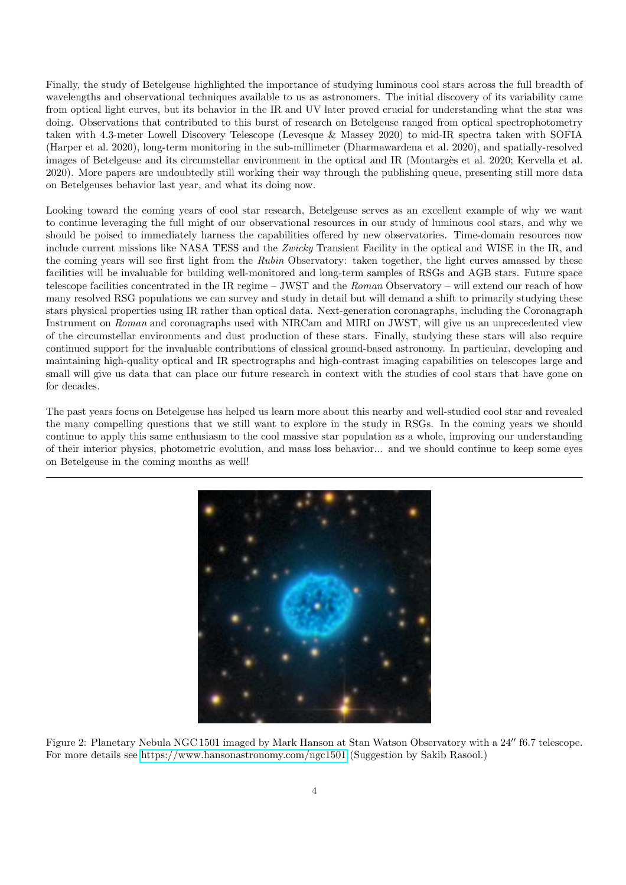Finally, the study of Betelgeuse highlighted the importance of studying luminous cool stars across the full breadth of wavelengths and observational techniques available to us as astronomers. The initial discovery of its variability came from optical light curves, but its behavior in the IR and UV later proved crucial for understanding what the star was doing. Observations that contributed to this burst of research on Betelgeuse ranged from optical spectrophotometry taken with 4.3-meter Lowell Discovery Telescope (Levesque & Massey 2020) to mid-IR spectra taken with SOFIA (Harper et al. 2020), long-term monitoring in the sub-millimeter (Dharmawardena et al. 2020), and spatially-resolved images of Betelgeuse and its circumstellar environment in the optical and IR (Montargès et al. 2020; Kervella et al. 2020). More papers are undoubtedly still working their way through the publishing queue, presenting still more data on Betelgeuses behavior last year, and what its doing now.

Looking toward the coming years of cool star research, Betelgeuse serves as an excellent example of why we want to continue leveraging the full might of our observational resources in our study of luminous cool stars, and why we should be poised to immediately harness the capabilities offered by new observatories. Time-domain resources now include current missions like NASA TESS and the *Zwicky* Transient Facility in the optical and WISE in the IR, and the coming years will see first light from the *Rubin* Observatory: taken together, the light curves amassed by these facilities will be invaluable for building well-monitored and long-term samples of RSGs and AGB stars. Future space telescope facilities concentrated in the IR regime – JWST and the *Roman* Observatory – will extend our reach of how many resolved RSG populations we can survey and study in detail but will demand a shift to primarily studying these stars physical properties using IR rather than optical data. Next-generation coronagraphs, including the Coronagraph Instrument on *Roman* and coronagraphs used with NIRCam and MIRI on JWST, will give us an unprecedented view of the circumstellar environments and dust production of these stars. Finally, studying these stars will also require continued support for the invaluable contributions of classical ground-based astronomy. In particular, developing and maintaining high-quality optical and IR spectrographs and high-contrast imaging capabilities on telescopes large and small will give us data that can place our future research in context with the studies of cool stars that have gone on for decades.

The past years focus on Betelgeuse has helped us learn more about this nearby and well-studied cool star and revealed the many compelling questions that we still want to explore in the study in RSGs. In the coming years we should continue to apply this same enthusiasm to the cool massive star population as a whole, improving our understanding of their interior physics, photometric evolution, and mass loss behavior... and we should continue to keep some eyes on Betelgeuse in the coming months as well!

---

Figure 2: Planetary Nebula NGC 1501 imaged by Mark Hanson at Stan Watson Observatory with a 24″ f6.7 telescope. For more details see https://www.hansonastronomy.com/ngc1501 (Suggestion by Sakib Rasool.)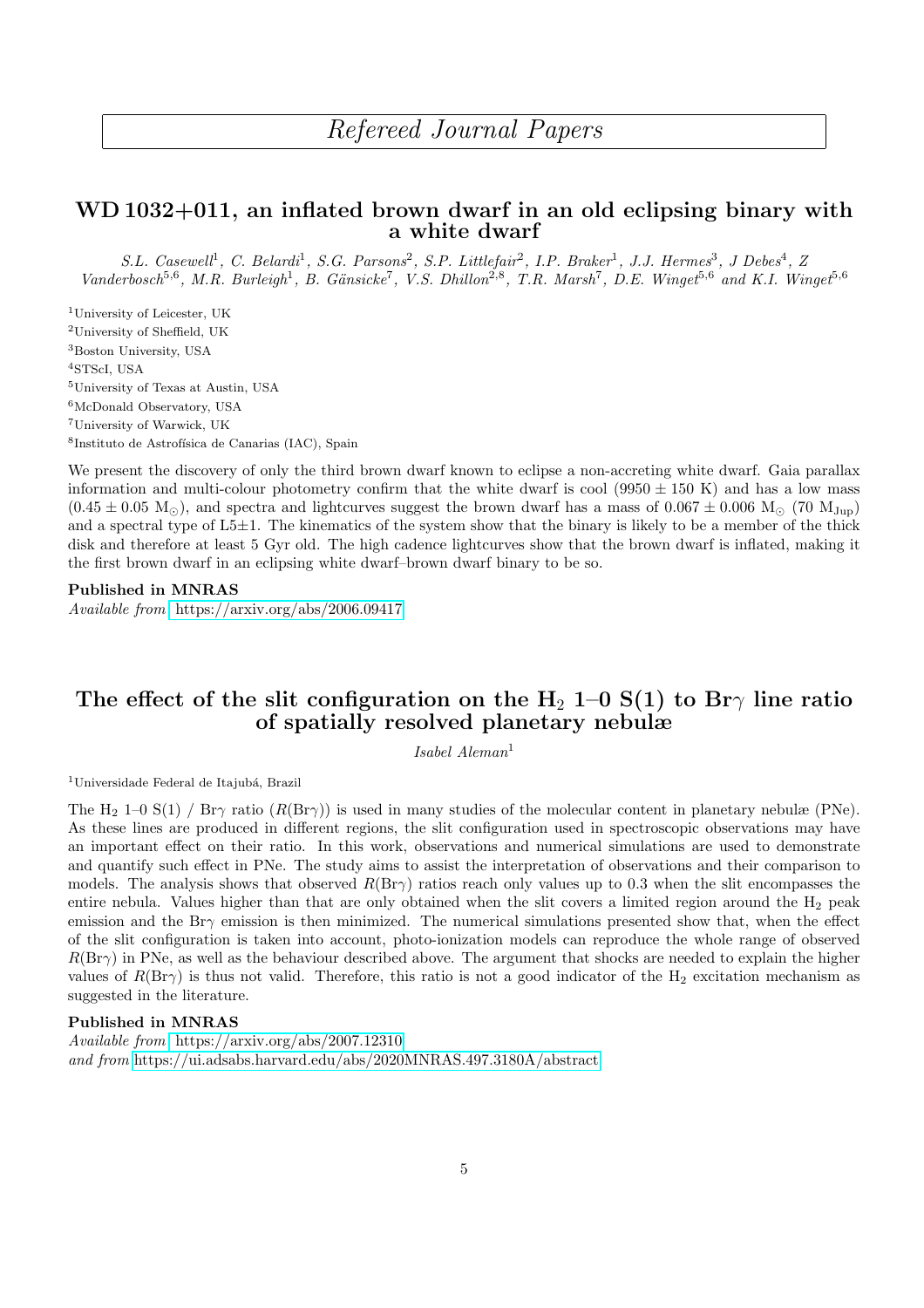# Refereed Journal Papers

## WD 1032+011, an inflated brown dwarf in an old eclipsing binary with a white dwarf

*S.L. Casewell[1], C. Belardi[1], S.G. Parsons[2], S.P. Littlefair[2], I.P. Braker[1], J.J. Hermes[3], J Debes[4], Z Vanderbosch[5,6], M.R. Burleigh[1], B. Gänsicke[7], V.S. Dhillon[2,8], T.R. Marsh[7], D.E. Winget[5,6] and K.I. Winget[5,6]*

[1]University of Leicester, UK
[2]University of Sheffield, UK
[3]Boston University, USA
[4]STScI, USA
[5]University of Texas at Austin, USA
[6]McDonald Observatory, USA
[7]University of Warwick, UK
[8]Instituto de Astrofísica de Canarias (IAC), Spain

We present the discovery of only the third brown dwarf known to eclipse a non-accreting white dwarf. Gaia parallax information and multi-colour photometry confirm that the white dwarf is cool ($9950 \pm 150$ K) and has a low mass ($0.45 \pm 0.05$ $M_\odot$), and spectra and lightcurves suggest the brown dwarf has a mass of $0.067 \pm 0.006$ $M_\odot$ (70 $M_{Jup}$) and a spectral type of L5$\pm$1. The kinematics of the system show that the binary is likely to be a member of the thick disk and therefore at least 5 Gyr old. The high cadence lightcurves show that the brown dwarf is inflated, making it the first brown dwarf in an eclipsing white dwarf–brown dwarf binary to be so.

**Published in MNRAS**

*Available from* https://arxiv.org/abs/2006.09417

## The effect of the slit configuration on the $H_2$ 1–0 S(1) to Br$\gamma$ line ratio of spatially resolved planetary nebulæ

*Isabel Aleman[1]*

[1]Universidade Federal de Itajubá, Brazil

The $H_2$ 1–0 S(1) / Br$\gamma$ ratio ($R$(Br$\gamma$)) is used in many studies of the molecular content in planetary nebulæ (PNe). As these lines are produced in different regions, the slit configuration used in spectroscopic observations may have an important effect on their ratio. In this work, observations and numerical simulations are used to demonstrate and quantify such effect in PNe. The study aims to assist the interpretation of observations and their comparison to models. The analysis shows that observed $R$(Br$\gamma$) ratios reach only values up to 0.3 when the slit encompasses the entire nebula. Values higher than that are only obtained when the slit covers a limited region around the $H_2$ peak emission and the Br$\gamma$ emission is then minimized. The numerical simulations presented show that, when the effect of the slit configuration is taken into account, photo-ionization models can reproduce the whole range of observed $R$(Br$\gamma$) in PNe, as well as the behaviour described above. The argument that shocks are needed to explain the higher values of $R$(Br$\gamma$) is thus not valid. Therefore, this ratio is not a good indicator of the $H_2$ excitation mechanism as suggested in the literature.

**Published in MNRAS**

*Available from* https://arxiv.org/abs/2007.12310
*and from* https://ui.adsabs.harvard.edu/abs/2020MNRAS.497.3180A/abstract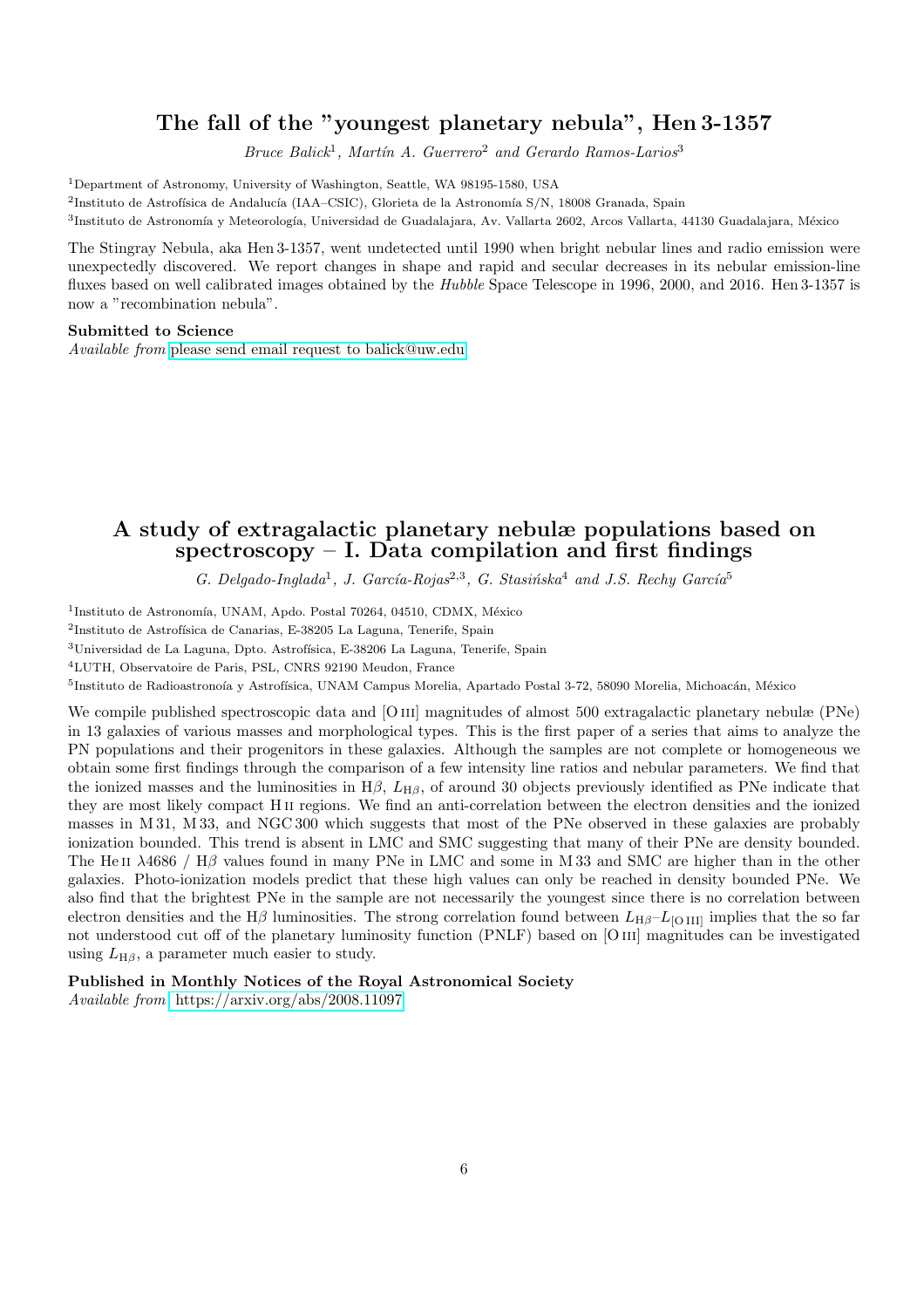## The fall of the "youngest planetary nebula", Hen 3-1357

*Bruce Balick[1], Martín A. Guerrero[2] and Gerardo Ramos-Larios[3]*

[1]Department of Astronomy, University of Washington, Seattle, WA 98195-1580, USA

[2]Instituto de Astrofísica de Andalucía (IAA–CSIC), Glorieta de la Astronomía S/N, 18008 Granada, Spain

[3]Instituto de Astronomía y Meteorología, Universidad de Guadalajara, Av. Vallarta 2602, Arcos Vallarta, 44130 Guadalajara, México

The Stingray Nebula, aka Hen 3-1357, went undetected until 1990 when bright nebular lines and radio emission were unexpectedly discovered. We report changes in shape and rapid and secular decreases in its nebular emission-line fluxes based on well calibrated images obtained by the *Hubble* Space Telescope in 1996, 2000, and 2016. Hen 3-1357 is now a "recombination nebula".

**Submitted to Science**

*Available from* please send email request to balick@uw.edu

## A study of extragalactic planetary nebulæ populations based on spectroscopy – I. Data compilation and first findings

*G. Delgado-Inglada[1], J. García-Rojas[2,3], G. Stasińska[4] and J.S. Rechy García[5]*

[1]Instituto de Astronomía, UNAM, Apdo. Postal 70264, 04510, CDMX, México

[2]Instituto de Astrofísica de Canarias, E-38205 La Laguna, Tenerife, Spain

[3]Universidad de La Laguna, Dpto. Astrofísica, E-38206 La Laguna, Tenerife, Spain

[4]LUTH, Observatoire de Paris, PSL, CNRS 92190 Meudon, France

[5]Instituto de Radioastronoía y Astrofísica, UNAM Campus Morelia, Apartado Postal 3-72, 58090 Morelia, Michoacán, México

We compile published spectroscopic data and [O III] magnitudes of almost 500 extragalactic planetary nebulæ (PNe) in 13 galaxies of various masses and morphological types. This is the first paper of a series that aims to analyze the PN populations and their progenitors in these galaxies. Although the samples are not complete or homogeneous we obtain some first findings through the comparison of a few intensity line ratios and nebular parameters. We find that the ionized masses and the luminosities in H$\beta$, $L_{\mathrm{H}\beta}$, of around 30 objects previously identified as PNe indicate that they are most likely compact H II regions. We find an anti-correlation between the electron densities and the ionized masses in M 31, M 33, and NGC 300 which suggests that most of the PNe observed in these galaxies are probably ionization bounded. This trend is absent in LMC and SMC suggesting that many of their PNe are density bounded. The He II $\lambda$4686 / H$\beta$ values found in many PNe in LMC and some in M 33 and SMC are higher than in the other galaxies. Photo-ionization models predict that these high values can only be reached in density bounded PNe. We also find that the brightest PNe in the sample are not necessarily the youngest since there is no correlation between electron densities and the H$\beta$ luminosities. The strong correlation found between $L_{\mathrm{H}\beta}$–$L_{[\mathrm{O\,III}]}$ implies that the so far not understood cut off of the planetary luminosity function (PNLF) based on [O III] magnitudes can be investigated using $L_{\mathrm{H}\beta}$, a parameter much easier to study.

**Published in Monthly Notices of the Royal Astronomical Society**

*Available from* https://arxiv.org/abs/2008.11097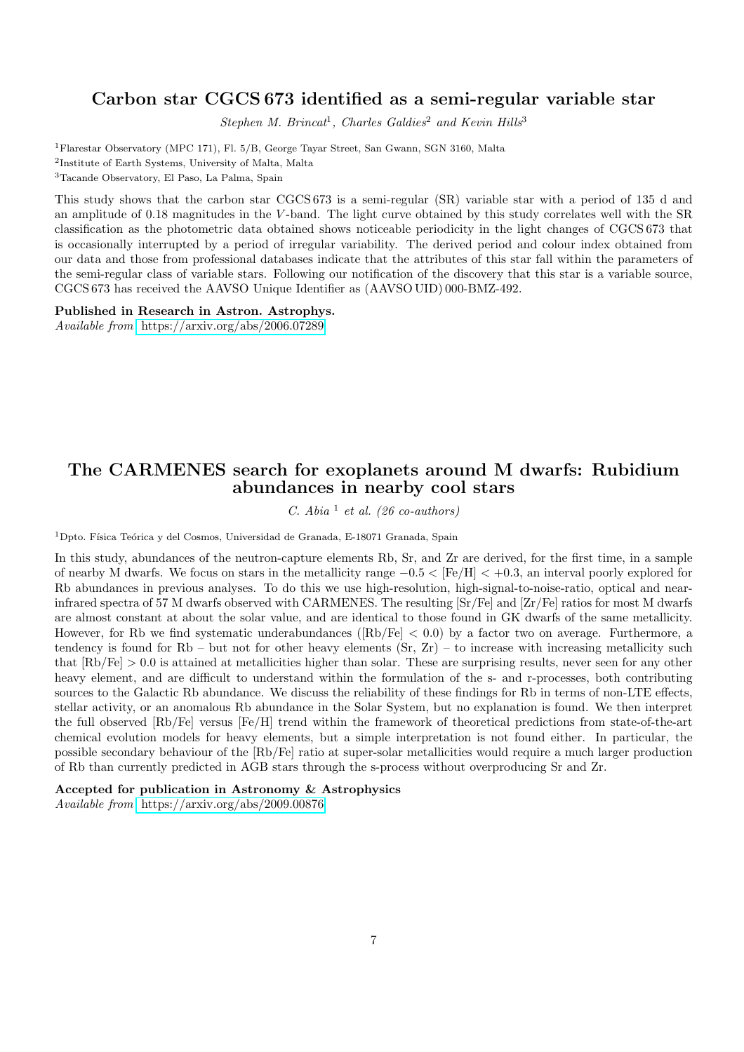## Carbon star CGCS 673 identified as a semi-regular variable star

*Stephen M. Brincat*[1], *Charles Galdies*[2] *and Kevin Hills*[3]

[1]Flarestar Observatory (MPC 171), Fl. 5/B, George Tayar Street, San Gwann, SGN 3160, Malta
[2]Institute of Earth Systems, University of Malta, Malta
[3]Tacande Observatory, El Paso, La Palma, Spain

This study shows that the carbon star CGCS 673 is a semi-regular (SR) variable star with a period of 135 d and an amplitude of 0.18 magnitudes in the $V$-band. The light curve obtained by this study correlates well with the SR classification as the photometric data obtained shows noticeable periodicity in the light changes of CGCS 673 that is occasionally interrupted by a period of irregular variability. The derived period and colour index obtained from our data and those from professional databases indicate that the attributes of this star fall within the parameters of the semi-regular class of variable stars. Following our notification of the discovery that this star is a variable source, CGCS 673 has received the AAVSO Unique Identifier as (AAVSO UID) 000-BMZ-492.

**Published in Research in Astron. Astrophys.**
*Available from* https://arxiv.org/abs/2006.07289

## The CARMENES search for exoplanets around M dwarfs: Rubidium abundances in nearby cool stars

*C. Abia* [1] *et al. (26 co-authors)*

[1]Dpto. Física Teórica y del Cosmos, Universidad de Granada, E-18071 Granada, Spain

In this study, abundances of the neutron-capture elements Rb, Sr, and Zr are derived, for the first time, in a sample of nearby M dwarfs. We focus on stars in the metallicity range $-0.5 < [\mathrm{Fe/H}] < +0.3$, an interval poorly explored for Rb abundances in previous analyses. To do this we use high-resolution, high-signal-to-noise-ratio, optical and near-infrared spectra of 57 M dwarfs observed with CARMENES. The resulting [Sr/Fe] and [Zr/Fe] ratios for most M dwarfs are almost constant at about the solar value, and are identical to those found in GK dwarfs of the same metallicity. However, for Rb we find systematic underabundances ($[\mathrm{Rb/Fe}] < 0.0$) by a factor two on average. Furthermore, a tendency is found for Rb – but not for other heavy elements (Sr, Zr) – to increase with increasing metallicity such that $[\mathrm{Rb/Fe}] > 0.0$ is attained at metallicities higher than solar. These are surprising results, never seen for any other heavy element, and are difficult to understand within the formulation of the s- and r-processes, both contributing sources to the Galactic Rb abundance. We discuss the reliability of these findings for Rb in terms of non-LTE effects, stellar activity, or an anomalous Rb abundance in the Solar System, but no explanation is found. We then interpret the full observed [Rb/Fe] versus [Fe/H] trend within the framework of theoretical predictions from state-of-the-art chemical evolution models for heavy elements, but a simple interpretation is not found either. In particular, the possible secondary behaviour of the [Rb/Fe] ratio at super-solar metallicities would require a much larger production of Rb than currently predicted in AGB stars through the s-process without overproducing Sr and Zr.

**Accepted for publication in Astronomy & Astrophysics**
*Available from* https://arxiv.org/abs/2009.00876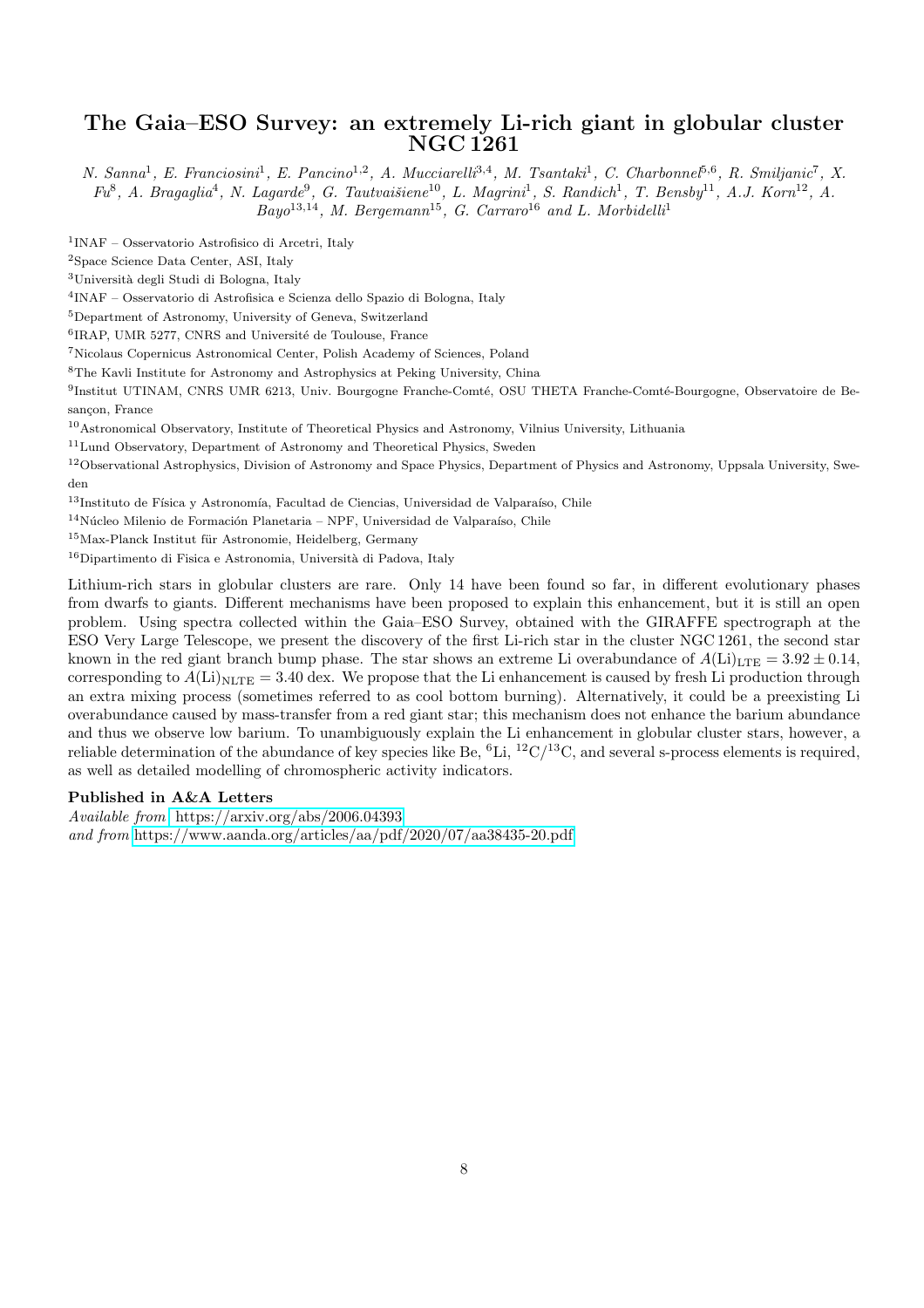## The Gaia–ESO Survey: an extremely Li-rich giant in globular cluster NGC 1261

*N. Sanna*[1], *E. Franciosini*[1], *E. Pancino*[1,2], *A. Mucciarelli*[3,4], *M. Tsantaki*[1], *C. Charbonnel*[5,6], *R. Smiljanic*[7], *X. Fu*[8], *A. Bragaglia*[4], *N. Lagarde*[9], *G. Tautvaišiene*[10], *L. Magrini*[1], *S. Randich*[1], *T. Bensby*[11], *A.J. Korn*[12], *A. Bayo*[13,14], *M. Bergemann*[15], *G. Carraro*[16] *and L. Morbidelli*[1]

[1]INAF – Osservatorio Astrofisico di Arcetri, Italy

[2]Space Science Data Center, ASI, Italy

[3]Università degli Studi di Bologna, Italy

[4]INAF – Osservatorio di Astrofisica e Scienza dello Spazio di Bologna, Italy

[5]Department of Astronomy, University of Geneva, Switzerland

[6]IRAP, UMR 5277, CNRS and Université de Toulouse, France

[7]Nicolaus Copernicus Astronomical Center, Polish Academy of Sciences, Poland

[8]The Kavli Institute for Astronomy and Astrophysics at Peking University, China

[9]Institut UTINAM, CNRS UMR 6213, Univ. Bourgogne Franche-Comté, OSU THETA Franche-Comté-Bourgogne, Observatoire de Besançon, France

[10]Astronomical Observatory, Institute of Theoretical Physics and Astronomy, Vilnius University, Lithuania

[11]Lund Observatory, Department of Astronomy and Theoretical Physics, Sweden

[12]Observational Astrophysics, Division of Astronomy and Space Physics, Department of Physics and Astronomy, Uppsala University, Sweden

[13]Instituto de Física y Astronomía, Facultad de Ciencias, Universidad de Valparaíso, Chile

[14]Núcleo Milenio de Formación Planetaria – NPF, Universidad de Valparaíso, Chile

[15]Max-Planck Institut für Astronomie, Heidelberg, Germany

[16]Dipartimento di Fisica e Astronomia, Università di Padova, Italy

Lithium-rich stars in globular clusters are rare. Only 14 have been found so far, in different evolutionary phases from dwarfs to giants. Different mechanisms have been proposed to explain this enhancement, but it is still an open problem. Using spectra collected within the Gaia–ESO Survey, obtained with the GIRAFFE spectrograph at the ESO Very Large Telescope, we present the discovery of the first Li-rich star in the cluster NGC 1261, the second star known in the red giant branch bump phase. The star shows an extreme Li overabundance of $A(\mathrm{Li})_{\mathrm{LTE}} = 3.92 \pm 0.14$, corresponding to $A(\mathrm{Li})_{\mathrm{NLTE}} = 3.40$ dex. We propose that the Li enhancement is caused by fresh Li production through an extra mixing process (sometimes referred to as cool bottom burning). Alternatively, it could be a preexisting Li overabundance caused by mass-transfer from a red giant star; this mechanism does not enhance the barium abundance and thus we observe low barium. To unambiguously explain the Li enhancement in globular cluster stars, however, a reliable determination of the abundance of key species like Be, $^{6}$Li, $^{12}$C/$^{13}$C, and several s-process elements is required, as well as detailed modelling of chromospheric activity indicators.

**Published in A&A Letters**

*Available from* https://arxiv.org/abs/2006.04393
*and from* https://www.aanda.org/articles/aa/pdf/2020/07/aa38435-20.pdf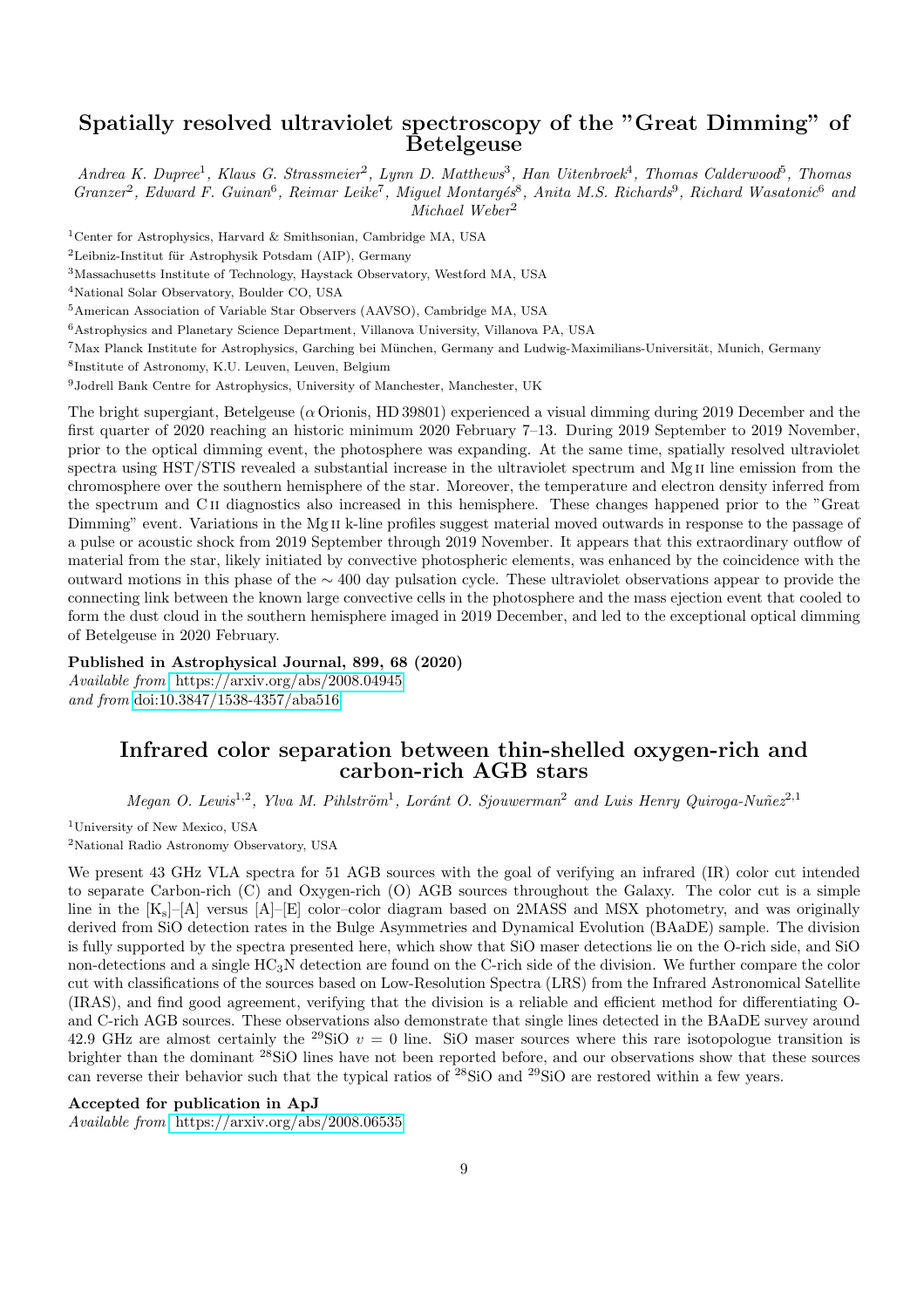## Spatially resolved ultraviolet spectroscopy of the "Great Dimming" of Betelgeuse

*Andrea K. Dupree[1], Klaus G. Strassmeier[2], Lynn D. Matthews[3], Han Uitenbroek[4], Thomas Calderwood[5], Thomas Granzer[2], Edward F. Guinan[6], Reimar Leike[7], Miguel Montargès[8], Anita M.S. Richards[9], Richard Wasatonic[6] and Michael Weber[2]*

[1]Center for Astrophysics, Harvard & Smithsonian, Cambridge MA, USA

[2]Leibniz-Institut für Astrophysik Potsdam (AIP), Germany

[3]Massachusetts Institute of Technology, Haystack Observatory, Westford MA, USA

[4]National Solar Observatory, Boulder CO, USA

[5]American Association of Variable Star Observers (AAVSO), Cambridge MA, USA

[6]Astrophysics and Planetary Science Department, Villanova University, Villanova PA, USA

[7]Max Planck Institute for Astrophysics, Garching bei München, Germany and Ludwig-Maximilians-Universität, Munich, Germany

[8]Institute of Astronomy, K.U. Leuven, Leuven, Belgium

[9]Jodrell Bank Centre for Astrophysics, University of Manchester, Manchester, UK

The bright supergiant, Betelgeuse ($\alpha$ Orionis, HD 39801) experienced a visual dimming during 2019 December and the first quarter of 2020 reaching an historic minimum 2020 February 7–13. During 2019 September to 2019 November, prior to the optical dimming event, the photosphere was expanding. At the same time, spatially resolved ultraviolet spectra using HST/STIS revealed a substantial increase in the ultraviolet spectrum and Mg II line emission from the chromosphere over the southern hemisphere of the star. Moreover, the temperature and electron density inferred from the spectrum and C II diagnostics also increased in this hemisphere. These changes happened prior to the "Great Dimming" event. Variations in the Mg II k-line profiles suggest material moved outwards in response to the passage of a pulse or acoustic shock from 2019 September through 2019 November. It appears that this extraordinary outflow of material from the star, likely initiated by convective photospheric elements, was enhanced by the coincidence with the outward motions in this phase of the $\sim$ 400 day pulsation cycle. These ultraviolet observations appear to provide the connecting link between the known large convective cells in the photosphere and the mass ejection event that cooled to form the dust cloud in the southern hemisphere imaged in 2019 December, and led to the exceptional optical dimming of Betelgeuse in 2020 February.

**Published in Astrophysical Journal, 899, 68 (2020)**
*Available from* https://arxiv.org/abs/2008.04945
*and from* doi:10.3847/1538-4357/aba516

## Infrared color separation between thin-shelled oxygen-rich and carbon-rich AGB stars

*Megan O. Lewis[1,2], Ylva M. Pihlström[1], Loránt O. Sjouwerman[2] and Luis Henry Quiroga-Nuñez[2,1]*

[1]University of New Mexico, USA

[2]National Radio Astronomy Observatory, USA

We present 43 GHz VLA spectra for 51 AGB sources with the goal of verifying an infrared (IR) color cut intended to separate Carbon-rich (C) and Oxygen-rich (O) AGB sources throughout the Galaxy. The color cut is a simple line in the [$K_s$]–[A] versus [A]–[E] color–color diagram based on 2MASS and MSX photometry, and was originally derived from SiO detection rates in the Bulge Asymmetries and Dynamical Evolution (BAaDE) sample. The division is fully supported by the spectra presented here, which show that SiO maser detections lie on the O-rich side, and SiO non-detections and a single $HC_3N$ detection are found on the C-rich side of the division. We further compare the color cut with classifications of the sources based on Low-Resolution Spectra (LRS) from the Infrared Astronomical Satellite (IRAS), and find good agreement, verifying that the division is a reliable and efficient method for differentiating O- and C-rich AGB sources. These observations also demonstrate that single lines detected in the BAaDE survey around 42.9 GHz are almost certainly the $^{29}$SiO $v = 0$ line. SiO maser sources where this rare isotopologue transition is brighter than the dominant $^{28}$SiO lines have not been reported before, and our observations show that these sources can reverse their behavior such that the typical ratios of $^{28}$SiO and $^{29}$SiO are restored within a few years.

**Accepted for publication in ApJ**
*Available from* https://arxiv.org/abs/2008.06535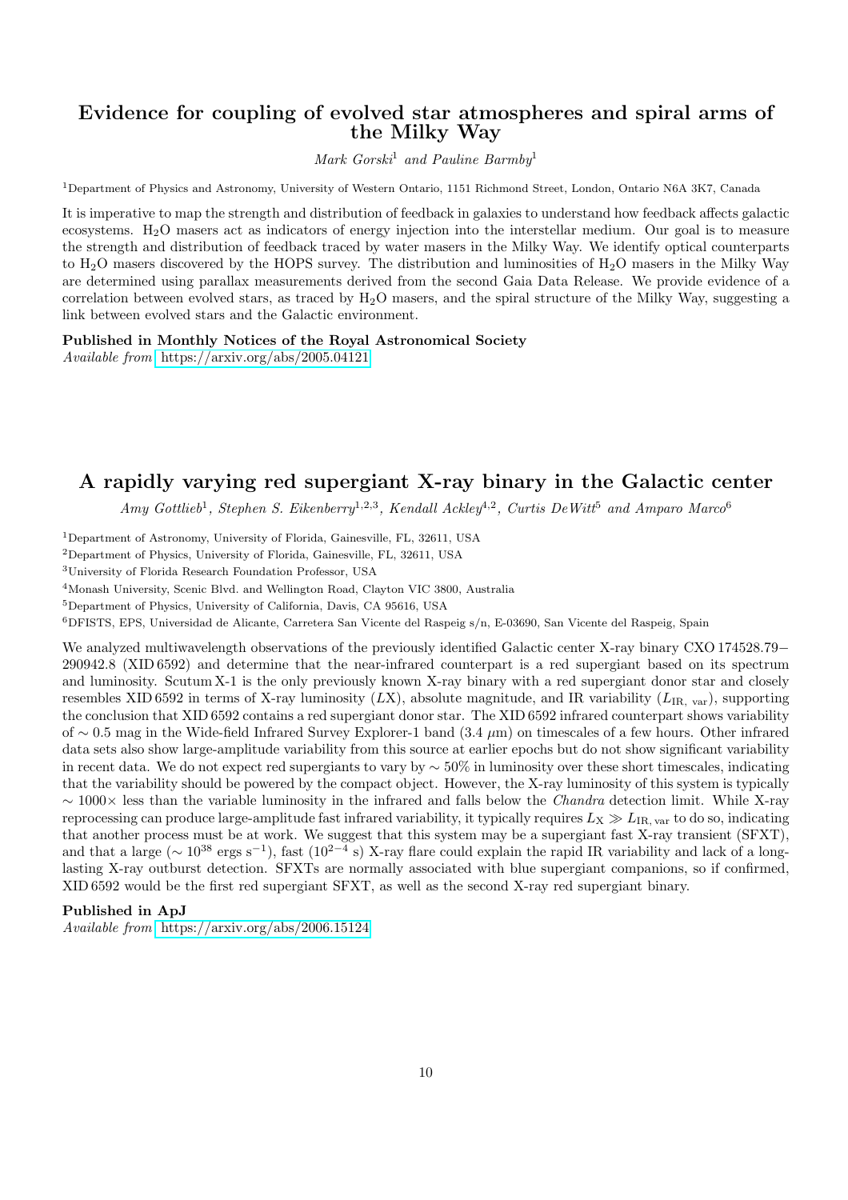## Evidence for coupling of evolved star atmospheres and spiral arms of the Milky Way

*Mark Gorski*[1] *and Pauline Barmby*[1]

[1]Department of Physics and Astronomy, University of Western Ontario, 1151 Richmond Street, London, Ontario N6A 3K7, Canada

It is imperative to map the strength and distribution of feedback in galaxies to understand how feedback affects galactic ecosystems. $H_2O$ masers act as indicators of energy injection into the interstellar medium. Our goal is to measure the strength and distribution of feedback traced by water masers in the Milky Way. We identify optical counterparts to $H_2O$ masers discovered by the HOPS survey. The distribution and luminosities of $H_2O$ masers in the Milky Way are determined using parallax measurements derived from the second Gaia Data Release. We provide evidence of a correlation between evolved stars, as traced by $H_2O$ masers, and the spiral structure of the Milky Way, suggesting a link between evolved stars and the Galactic environment.

**Published in Monthly Notices of the Royal Astronomical Society**
*Available from* https://arxiv.org/abs/2005.04121

## A rapidly varying red supergiant X-ray binary in the Galactic center

*Amy Gottlieb*[1], *Stephen S. Eikenberry*[1,2,3], *Kendall Ackley*[4,2], *Curtis DeWitt*[5] *and Amparo Marco*[6]

[1]Department of Astronomy, University of Florida, Gainesville, FL, 32611, USA

[2]Department of Physics, University of Florida, Gainesville, FL, 32611, USA

[3]University of Florida Research Foundation Professor, USA

[4]Monash University, Scenic Blvd. and Wellington Road, Clayton VIC 3800, Australia

[5]Department of Physics, University of California, Davis, CA 95616, USA

[6]DFISTS, EPS, Universidad de Alicante, Carretera San Vicente del Raspeig s/n, E-03690, San Vicente del Raspeig, Spain

We analyzed multiwavelength observations of the previously identified Galactic center X-ray binary CXO 174528.79−290942.8 (XID 6592) and determine that the near-infrared counterpart is a red supergiant based on its spectrum and luminosity. Scutum X-1 is the only previously known X-ray binary with a red supergiant donor star and closely resembles XID 6592 in terms of X-ray luminosity ($LX$), absolute magnitude, and IR variability ($L_{\mathrm{IR,\ var}}$), supporting the conclusion that XID 6592 contains a red supergiant donor star. The XID 6592 infrared counterpart shows variability of $\sim 0.5$ mag in the Wide-field Infrared Survey Explorer-1 band (3.4 $\mu$m) on timescales of a few hours. Other infrared data sets also show large-amplitude variability from this source at earlier epochs but do not show significant variability in recent data. We do not expect red supergiants to vary by $\sim 50\%$ in luminosity over these short timescales, indicating that the variability should be powered by the compact object. However, the X-ray luminosity of this system is typically $\sim 1000\times$ less than the variable luminosity in the infrared and falls below the *Chandra* detection limit. While X-ray reprocessing can produce large-amplitude fast infrared variability, it typically requires $L_{\mathrm{X}} \gg L_{\mathrm{IR,\,var}}$ to do so, indicating that another process must be at work. We suggest that this system may be a supergiant fast X-ray transient (SFXT), and that a large ($\sim 10^{38}$ ergs s$^{-1}$), fast ($10^{2-4}$ s) X-ray flare could explain the rapid IR variability and lack of a long-lasting X-ray outburst detection. SFXTs are normally associated with blue supergiant companions, so if confirmed, XID 6592 would be the first red supergiant SFXT, as well as the second X-ray red supergiant binary.

**Published in ApJ**
*Available from* https://arxiv.org/abs/2006.15124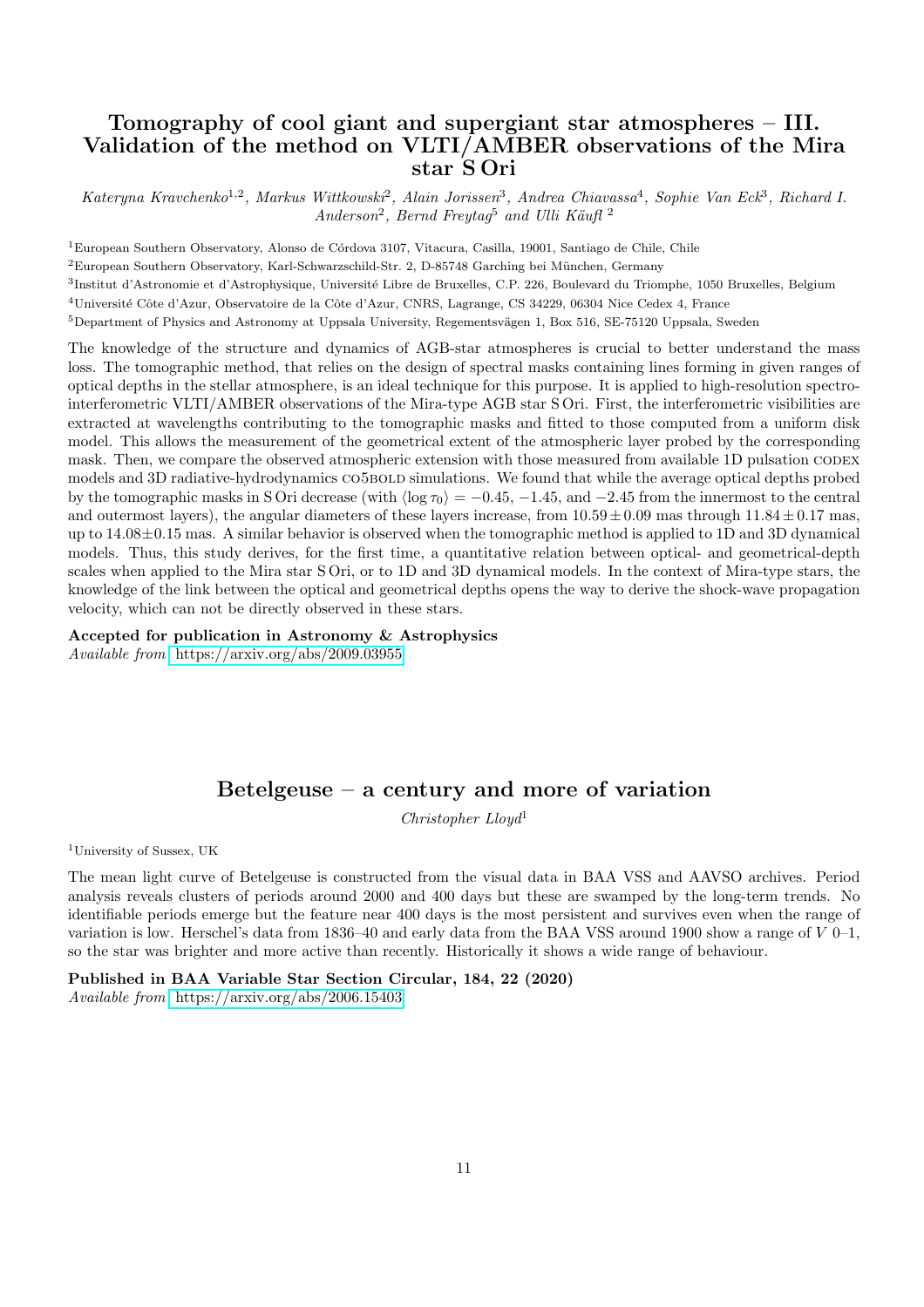## Tomography of cool giant and supergiant star atmospheres – III. Validation of the method on VLTI/AMBER observations of the Mira star S Ori

*Kateryna Kravchenko[1,2], Markus Wittkowski[2], Alain Jorissen[3], Andrea Chiavassa[4], Sophie Van Eck[3], Richard I. Anderson[2], Bernd Freytag[5] and Ulli Käufl [2]*

[1]European Southern Observatory, Alonso de Córdova 3107, Vitacura, Casilla, 19001, Santiago de Chile, Chile

[2]European Southern Observatory, Karl-Schwarzschild-Str. 2, D-85748 Garching bei München, Germany

[3]Institut d'Astronomie et d'Astrophysique, Université Libre de Bruxelles, C.P. 226, Boulevard du Triomphe, 1050 Bruxelles, Belgium

[4]Université Côte d'Azur, Observatoire de la Côte d'Azur, CNRS, Lagrange, CS 34229, 06304 Nice Cedex 4, France

[5]Department of Physics and Astronomy at Uppsala University, Regementsvägen 1, Box 516, SE-75120 Uppsala, Sweden

The knowledge of the structure and dynamics of AGB-star atmospheres is crucial to better understand the mass loss. The tomographic method, that relies on the design of spectral masks containing lines forming in given ranges of optical depths in the stellar atmosphere, is an ideal technique for this purpose. It is applied to high-resolution spectro-interferometric VLTI/AMBER observations of the Mira-type AGB star S Ori. First, the interferometric visibilities are extracted at wavelengths contributing to the tomographic masks and fitted to those computed from a uniform disk model. This allows the measurement of the geometrical extent of the atmospheric layer probed by the corresponding mask. Then, we compare the observed atmospheric extension with those measured from available 1D pulsation CODEX models and 3D radiative-hydrodynamics CO5BOLD simulations. We found that while the average optical depths probed by the tomographic masks in S Ori decrease (with $\langle \log \tau_0 \rangle = -0.45$, $-1.45$, and $-2.45$ from the innermost to the central and outermost layers), the angular diameters of these layers increase, from $10.59 \pm 0.09$ mas through $11.84 \pm 0.17$ mas, up to $14.08 \pm 0.15$ mas. A similar behavior is observed when the tomographic method is applied to 1D and 3D dynamical models. Thus, this study derives, for the first time, a quantitative relation between optical- and geometrical-depth scales when applied to the Mira star S Ori, or to 1D and 3D dynamical models. In the context of Mira-type stars, the knowledge of the link between the optical and geometrical depths opens the way to derive the shock-wave propagation velocity, which can not be directly observed in these stars.

**Accepted for publication in Astronomy & Astrophysics**
*Available from* https://arxiv.org/abs/2009.03955

## Betelgeuse – a century and more of variation

*Christopher Lloyd[1]*

[1]University of Sussex, UK

The mean light curve of Betelgeuse is constructed from the visual data in BAA VSS and AAVSO archives. Period analysis reveals clusters of periods around 2000 and 400 days but these are swamped by the long-term trends. No identifiable periods emerge but the feature near 400 days is the most persistent and survives even when the range of variation is low. Herschel's data from 1836–40 and early data from the BAA VSS around 1900 show a range of $V$ 0–1, so the star was brighter and more active than recently. Historically it shows a wide range of behaviour.

**Published in BAA Variable Star Section Circular, 184, 22 (2020)**
*Available from* https://arxiv.org/abs/2006.15403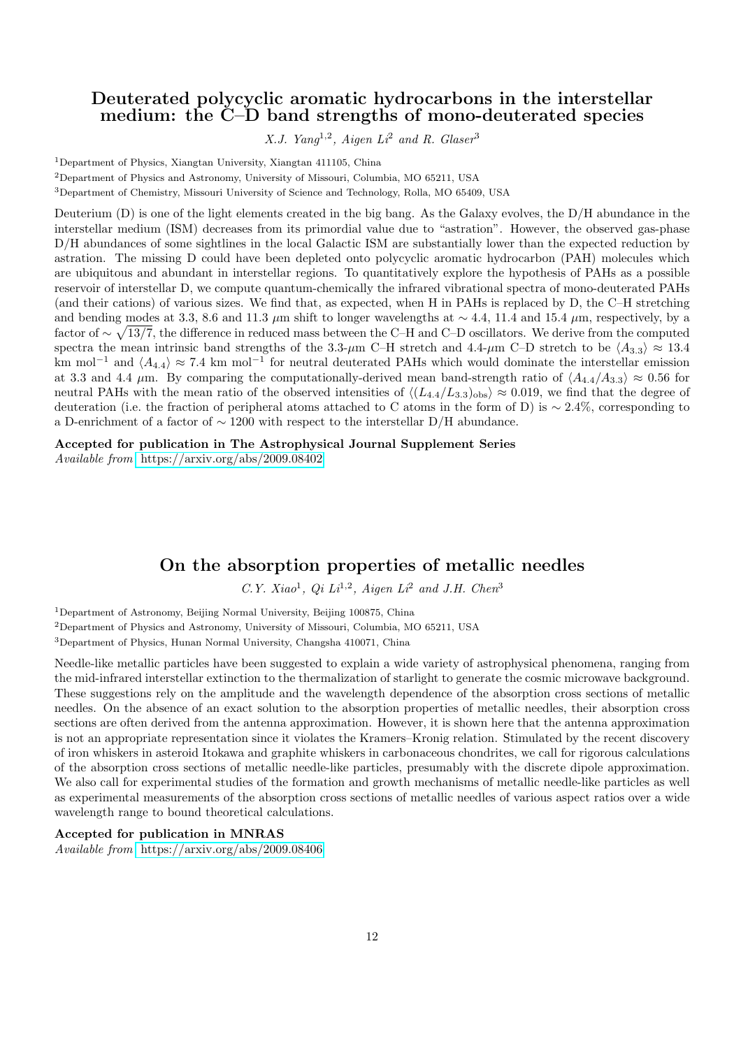## Deuterated polycyclic aromatic hydrocarbons in the interstellar medium: the C–D band strengths of mono-deuterated species

*X.J. Yang*[1,2], *Aigen Li*[2] *and R. Glaser*[3]

[1]Department of Physics, Xiangtan University, Xiangtan 411105, China

[2]Department of Physics and Astronomy, University of Missouri, Columbia, MO 65211, USA

[3]Department of Chemistry, Missouri University of Science and Technology, Rolla, MO 65409, USA

Deuterium (D) is one of the light elements created in the big bang. As the Galaxy evolves, the D/H abundance in the interstellar medium (ISM) decreases from its primordial value due to "astration". However, the observed gas-phase D/H abundances of some sightlines in the local Galactic ISM are substantially lower than the expected reduction by astration. The missing D could have been depleted onto polycyclic aromatic hydrocarbon (PAH) molecules which are ubiquitous and abundant in interstellar regions. To quantitatively explore the hypothesis of PAHs as a possible reservoir of interstellar D, we compute quantum-chemically the infrared vibrational spectra of mono-deuterated PAHs (and their cations) of various sizes. We find that, as expected, when H in PAHs is replaced by D, the C–H stretching and bending modes at 3.3, 8.6 and 11.3 $\mu$m shift to longer wavelengths at $\sim 4.4$, 11.4 and 15.4 $\mu$m, respectively, by a factor of $\sim \sqrt{13/7}$, the difference in reduced mass between the C–H and C–D oscillators. We derive from the computed spectra the mean intrinsic band strengths of the 3.3-$\mu$m C–H stretch and 4.4-$\mu$m C–D stretch to be $\langle A_{3.3} \rangle \approx 13.4$ km mol$^{-1}$ and $\langle A_{4.4} \rangle \approx 7.4$ km mol$^{-1}$ for neutral deuterated PAHs which would dominate the interstellar emission at 3.3 and 4.4 $\mu$m. By comparing the computationally-derived mean band-strength ratio of $\langle A_{4.4}/A_{3.3} \rangle \approx 0.56$ for neutral PAHs with the mean ratio of the observed intensities of $\langle (L_{4.4}/L_{3.3})_{\rm obs} \rangle \approx 0.019$, we find that the degree of deuteration (i.e. the fraction of peripheral atoms attached to C atoms in the form of D) is $\sim 2.4\%$, corresponding to a D-enrichment of a factor of $\sim 1200$ with respect to the interstellar D/H abundance.

**Accepted for publication in The Astrophysical Journal Supplement Series**
*Available from* https://arxiv.org/abs/2009.08402

## On the absorption properties of metallic needles

*C.Y. Xiao*[1], *Qi Li*[1,2], *Aigen Li*[2] *and J.H. Chen*[3]

[1]Department of Astronomy, Beijing Normal University, Beijing 100875, China

[2]Department of Physics and Astronomy, University of Missouri, Columbia, MO 65211, USA

[3]Department of Physics, Hunan Normal University, Changsha 410071, China

Needle-like metallic particles have been suggested to explain a wide variety of astrophysical phenomena, ranging from the mid-infrared interstellar extinction to the thermalization of starlight to generate the cosmic microwave background. These suggestions rely on the amplitude and the wavelength dependence of the absorption cross sections of metallic needles. On the absence of an exact solution to the absorption properties of metallic needles, their absorption cross sections are often derived from the antenna approximation. However, it is shown here that the antenna approximation is not an appropriate representation since it violates the Kramers–Kronig relation. Stimulated by the recent discovery of iron whiskers in asteroid Itokawa and graphite whiskers in carbonaceous chondrites, we call for rigorous calculations of the absorption cross sections of metallic needle-like particles, presumably with the discrete dipole approximation. We also call for experimental studies of the formation and growth mechanisms of metallic needle-like particles as well as experimental measurements of the absorption cross sections of metallic needles of various aspect ratios over a wide wavelength range to bound theoretical calculations.

**Accepted for publication in MNRAS**
*Available from* https://arxiv.org/abs/2009.08406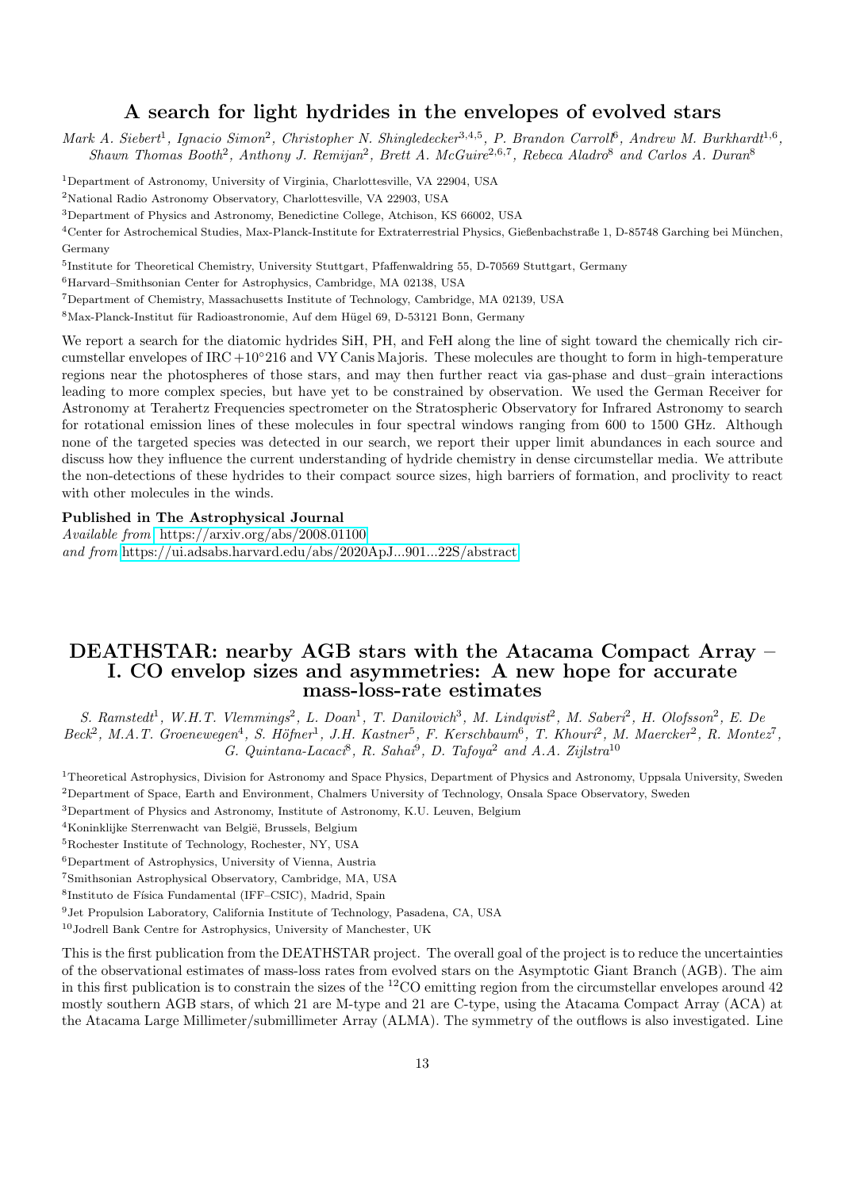## A search for light hydrides in the envelopes of evolved stars

*Mark A. Siebert*[1], *Ignacio Simon*[2], *Christopher N. Shingledecker*[3,4,5], *P. Brandon Carroll*[6], *Andrew M. Burkhardt*[1,6], *Shawn Thomas Booth*[2], *Anthony J. Remijan*[2], *Brett A. McGuire*[2,6,7], *Rebeca Aladro*[8] *and Carlos A. Duran*[8]

[1]Department of Astronomy, University of Virginia, Charlottesville, VA 22904, USA

[2]National Radio Astronomy Observatory, Charlottesville, VA 22903, USA

[3]Department of Physics and Astronomy, Benedictine College, Atchison, KS 66002, USA

[4]Center for Astrochemical Studies, Max-Planck-Institute for Extraterrestrial Physics, Gießenbachstraße 1, D-85748 Garching bei München, Germany

[5]Institute for Theoretical Chemistry, University Stuttgart, Pfaffenwaldring 55, D-70569 Stuttgart, Germany

[6]Harvard–Smithsonian Center for Astrophysics, Cambridge, MA 02138, USA

[7]Department of Chemistry, Massachusetts Institute of Technology, Cambridge, MA 02139, USA

[8]Max-Planck-Institut für Radioastronomie, Auf dem Hügel 69, D-53121 Bonn, Germany

We report a search for the diatomic hydrides SiH, PH, and FeH along the line of sight toward the chemically rich circumstellar envelopes of IRC +10°216 and VY Canis Majoris. These molecules are thought to form in high-temperature regions near the photospheres of those stars, and may then further react via gas-phase and dust–grain interactions leading to more complex species, but have yet to be constrained by observation. We used the German Receiver for Astronomy at Terahertz Frequencies spectrometer on the Stratospheric Observatory for Infrared Astronomy to search for rotational emission lines of these molecules in four spectral windows ranging from 600 to 1500 GHz. Although none of the targeted species was detected in our search, we report their upper limit abundances in each source and discuss how they influence the current understanding of hydride chemistry in dense circumstellar media. We attribute the non-detections of these hydrides to their compact source sizes, high barriers of formation, and proclivity to react with other molecules in the winds.

**Published in The Astrophysical Journal**

*Available from* https://arxiv.org/abs/2008.01100
*and from* https://ui.adsabs.harvard.edu/abs/2020ApJ...901...22S/abstract

## DEATHSTAR: nearby AGB stars with the Atacama Compact Array – I. CO envelop sizes and asymmetries: A new hope for accurate mass-loss-rate estimates

*S. Ramstedt*[1], *W.H.T. Vlemmings*[2], *L. Doan*[1], *T. Danilovich*[3], *M. Lindqvist*[2], *M. Saberi*[2], *H. Olofsson*[2], *E. De Beck*[2], *M.A.T. Groenewegen*[4], *S. Höfner*[1], *J.H. Kastner*[5], *F. Kerschbaum*[6], *T. Khouri*[2], *M. Maercker*[2], *R. Montez*[7], *G. Quintana-Lacaci*[8], *R. Sahai*[9], *D. Tafoya*[2] *and A.A. Zijlstra*[10]

[1]Theoretical Astrophysics, Division for Astronomy and Space Physics, Department of Physics and Astronomy, Uppsala University, Sweden

[2]Department of Space, Earth and Environment, Chalmers University of Technology, Onsala Space Observatory, Sweden

[3]Department of Physics and Astronomy, Institute of Astronomy, K.U. Leuven, Belgium

[4]Koninklijke Sterrenwacht van België, Brussels, Belgium

[5]Rochester Institute of Technology, Rochester, NY, USA

[6]Department of Astrophysics, University of Vienna, Austria

[7]Smithsonian Astrophysical Observatory, Cambridge, MA, USA

[8]Instituto de Física Fundamental (IFF–CSIC), Madrid, Spain

[9]Jet Propulsion Laboratory, California Institute of Technology, Pasadena, CA, USA

[10]Jodrell Bank Centre for Astrophysics, University of Manchester, UK

This is the first publication from the DEATHSTAR project. The overall goal of the project is to reduce the uncertainties of the observational estimates of mass-loss rates from evolved stars on the Asymptotic Giant Branch (AGB). The aim in this first publication is to constrain the sizes of the $^{12}$CO emitting region from the circumstellar envelopes around 42 mostly southern AGB stars, of which 21 are M-type and 21 are C-type, using the Atacama Compact Array (ACA) at the Atacama Large Millimeter/submillimeter Array (ALMA). The symmetry of the outflows is also investigated. Line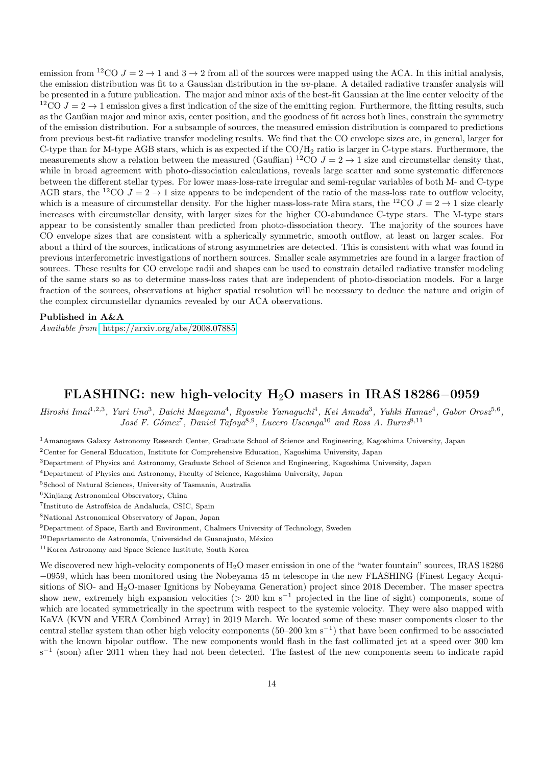emission from $^{12}$CO $J = 2 \rightarrow 1$ and $3 \rightarrow 2$ from all of the sources were mapped using the ACA. In this initial analysis, the emission distribution was fit to a Gaussian distribution in the $uv$-plane. A detailed radiative transfer analysis will be presented in a future publication. The major and minor axis of the best-fit Gaussian at the line center velocity of the $^{12}$CO $J = 2 \rightarrow 1$ emission gives a first indication of the size of the emitting region. Furthermore, the fitting results, such as the Gaußian major and minor axis, center position, and the goodness of fit across both lines, constrain the symmetry of the emission distribution. For a subsample of sources, the measured emission distribution is compared to predictions from previous best-fit radiative transfer modeling results. We find that the CO envelope sizes are, in general, larger for C-type than for M-type AGB stars, which is as expected if the CO/$H_2$ ratio is larger in C-type stars. Furthermore, the measurements show a relation between the measured (Gaußian) $^{12}$CO $J = 2 \rightarrow 1$ size and circumstellar density that, while in broad agreement with photo-dissociation calculations, reveals large scatter and some systematic differences between the different stellar types. For lower mass-loss-rate irregular and semi-regular variables of both M- and C-type AGB stars, the $^{12}$CO $J = 2 \rightarrow 1$ size appears to be independent of the ratio of the mass-loss rate to outflow velocity, which is a measure of circumstellar density. For the higher mass-loss-rate Mira stars, the $^{12}$CO $J = 2 \rightarrow 1$ size clearly increases with circumstellar density, with larger sizes for the higher CO-abundance C-type stars. The M-type stars appear to be consistently smaller than predicted from photo-dissociation theory. The majority of the sources have CO envelope sizes that are consistent with a spherically symmetric, smooth outflow, at least on larger scales. For about a third of the sources, indications of strong asymmetries are detected. This is consistent with what was found in previous interferometric investigations of northern sources. Smaller scale asymmetries are found in a larger fraction of sources. These results for CO envelope radii and shapes can be used to constrain detailed radiative transfer modeling of the same stars so as to determine mass-loss rates that are independent of photo-dissociation models. For a large fraction of the sources, observations at higher spatial resolution will be necessary to deduce the nature and origin of the complex circumstellar dynamics revealed by our ACA observations.

**Published in A&A**

*Available from* https://arxiv.org/abs/2008.07885

## FLASHING: new high-velocity $H_2O$ masers in IRAS 18286−0959

*Hiroshi Imai[1,2,3], Yuri Uno[3], Daichi Maeyama[4], Ryosuke Yamaguchi[4], Kei Amada[3], Yuhki Hamae[4], Gabor Orosz[5,6], José F. Gómez[7], Daniel Tafoya[8,9], Lucero Uscanga[10] and Ross A. Burns[8,11]*

[1]Amanogawa Galaxy Astronomy Research Center, Graduate School of Science and Engineering, Kagoshima University, Japan

[2]Center for General Education, Institute for Comprehensive Education, Kagoshima University, Japan

[3]Department of Physics and Astronomy, Graduate School of Science and Engineering, Kagoshima University, Japan

[4]Department of Physics and Astronomy, Faculty of Science, Kagoshima University, Japan

[5]School of Natural Sciences, University of Tasmania, Australia

[6]Xinjiang Astronomical Observatory, China

[7]Instituto de Astrofísica de Andalucía, CSIC, Spain

[8]National Astronomical Observatory of Japan, Japan

[9]Department of Space, Earth and Environment, Chalmers University of Technology, Sweden

[10]Departamento de Astronomía, Universidad de Guanajuato, México

[11]Korea Astronomy and Space Science Institute, South Korea

We discovered new high-velocity components of $H_2O$ maser emission in one of the "water fountain" sources, IRAS 18286 −0959, which has been monitored using the Nobeyama 45 m telescope in the new FLASHING (Finest Legacy Acquisitions of SiO- and $H_2O$-maser Ignitions by Nobeyama Generation) project since 2018 December. The maser spectra show new, extremely high expansion velocities ($> 200$ km s$^{-1}$ projected in the line of sight) components, some of which are located symmetrically in the spectrum with respect to the systemic velocity. They were also mapped with KaVA (KVN and VERA Combined Array) in 2019 March. We located some of these maser components closer to the central stellar system than other high velocity components (50–200 km s$^{-1}$) that have been confirmed to be associated with the known bipolar outflow. The new components would flash in the fast collimated jet at a speed over 300 km s$^{-1}$ (soon) after 2011 when they had not been detected. The fastest of the new components seem to indicate rapid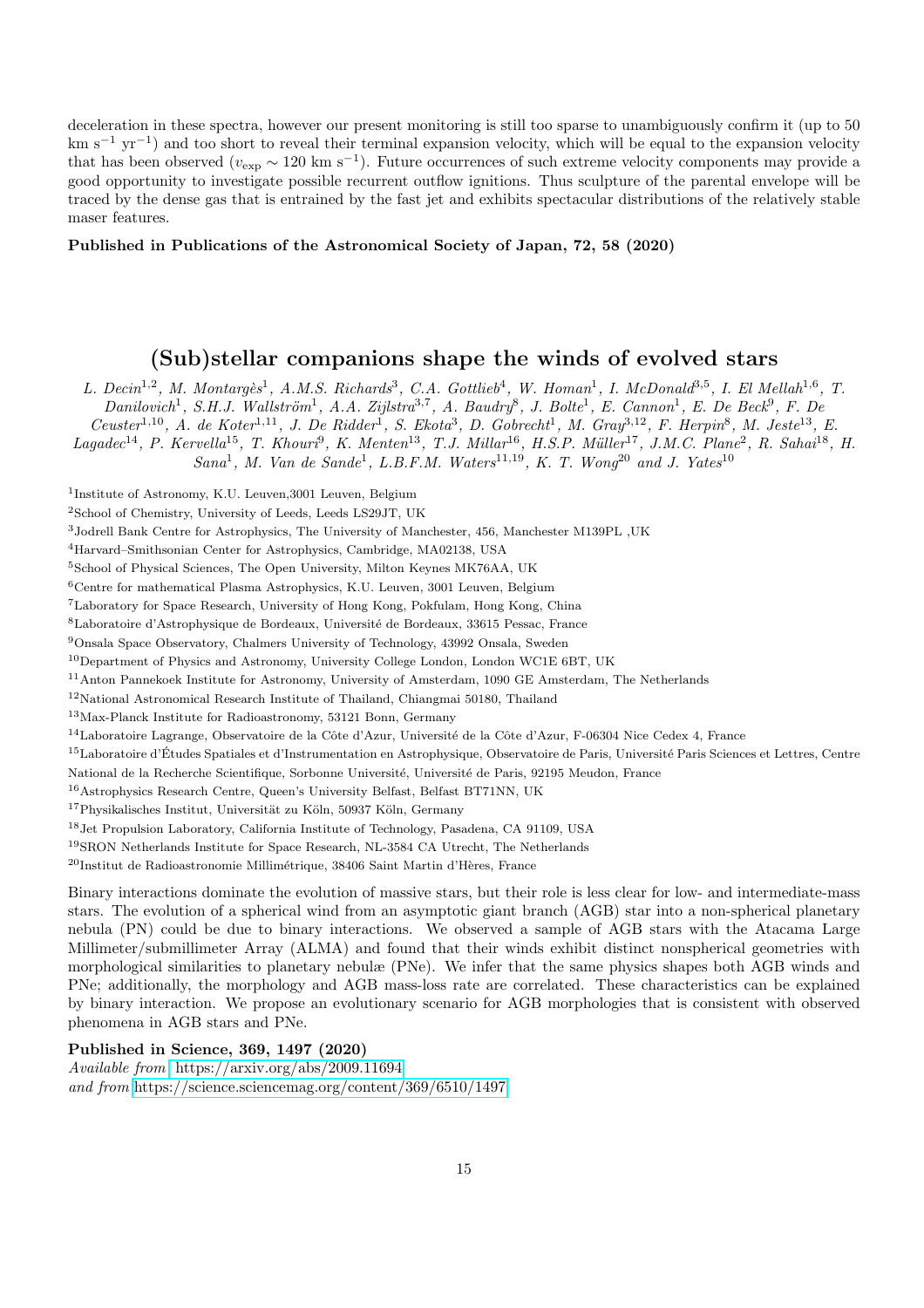deceleration in these spectra, however our present monitoring is still too sparse to unambiguously confirm it (up to 50 km s$^{-1}$ yr$^{-1}$) and too short to reveal their terminal expansion velocity, which will be equal to the expansion velocity that has been observed ($v_{\rm exp} \sim 120$ km s$^{-1}$). Future occurrences of such extreme velocity components may provide a good opportunity to investigate possible recurrent outflow ignitions. Thus sculpture of the parental envelope will be traced by the dense gas that is entrained by the fast jet and exhibits spectacular distributions of the relatively stable maser features.

**Published in Publications of the Astronomical Society of Japan, 72, 58 (2020)**

## (Sub)stellar companions shape the winds of evolved stars

*L. Decin*[1,2]*, M. Montargès*[1]*, A.M.S. Richards*[3]*, C.A. Gottlieb*[4]*, W. Homan*[1]*, I. McDonald*[3,5]*, I. El Mellah*[1,6]*, T. Danilovich*[1]*, S.H.J. Wallström*[1]*, A.A. Zijlstra*[3,7]*, A. Baudry*[8]*, J. Bolte*[1]*, E. Cannon*[1]*, E. De Beck*[9]*, F. De Ceuster*[1,10]*, A. de Koter*[1,11]*, J. De Ridder*[1]*, S. Ekota*[3]*, D. Gobrecht*[1]*, M. Gray*[3,12]*, F. Herpin*[8]*, M. Jeste*[13]*, E. Lagadec*[14]*, P. Kervella*[15]*, T. Khouri*[9]*, K. Menten*[13]*, T.J. Millar*[16]*, H.S.P. Müller*[17]*, J.M.C. Plane*[2]*, R. Sahai*[18]*, H. Sana*[1]*, M. Van de Sande*[1]*, L.B.F.M. Waters*[11,19]*, K. T. Wong*[20] *and J. Yates*[10]

[1]Institute of Astronomy, K.U. Leuven,3001 Leuven, Belgium

[2]School of Chemistry, University of Leeds, Leeds LS29JT, UK

[3]Jodrell Bank Centre for Astrophysics, The University of Manchester, 456, Manchester M139PL ,UK

[4]Harvard–Smithsonian Center for Astrophysics, Cambridge, MA02138, USA

[5]School of Physical Sciences, The Open University, Milton Keynes MK76AA, UK

[6]Centre for mathematical Plasma Astrophysics, K.U. Leuven, 3001 Leuven, Belgium

[7]Laboratory for Space Research, University of Hong Kong, Pokfulam, Hong Kong, China

[8]Laboratoire d'Astrophysique de Bordeaux, Université de Bordeaux, 33615 Pessac, France

[9]Onsala Space Observatory, Chalmers University of Technology, 43992 Onsala, Sweden

[10]Department of Physics and Astronomy, University College London, London WC1E 6BT, UK

[11]Anton Pannekoek Institute for Astronomy, University of Amsterdam, 1090 GE Amsterdam, The Netherlands

[12]National Astronomical Research Institute of Thailand, Chiangmai 50180, Thailand

[13]Max-Planck Institute for Radioastronomy, 53121 Bonn, Germany

[14]Laboratoire Lagrange, Observatoire de la Côte d'Azur, Université de la Côte d'Azur, F-06304 Nice Cedex 4, France

[15]Laboratoire d'Études Spatiales et d'Instrumentation en Astrophysique, Observatoire de Paris, Université Paris Sciences et Lettres, Centre National de la Recherche Scientifique, Sorbonne Université, Université de Paris, 92195 Meudon, France

[16]Astrophysics Research Centre, Queen's University Belfast, Belfast BT71NN, UK

[17]Physikalisches Institut, Universität zu Köln, 50937 Köln, Germany

[18]Jet Propulsion Laboratory, California Institute of Technology, Pasadena, CA 91109, USA

[19]SRON Netherlands Institute for Space Research, NL-3584 CA Utrecht, The Netherlands

[20]Institut de Radioastronomie Millimétrique, 38406 Saint Martin d'Hères, France

Binary interactions dominate the evolution of massive stars, but their role is less clear for low- and intermediate-mass stars. The evolution of a spherical wind from an asymptotic giant branch (AGB) star into a non-spherical planetary nebula (PN) could be due to binary interactions. We observed a sample of AGB stars with the Atacama Large Millimeter/submillimeter Array (ALMA) and found that their winds exhibit distinct nonspherical geometries with morphological similarities to planetary nebulæ (PNe). We infer that the same physics shapes both AGB winds and PNe; additionally, the morphology and AGB mass-loss rate are correlated. These characteristics can be explained by binary interaction. We propose an evolutionary scenario for AGB morphologies that is consistent with observed phenomena in AGB stars and PNe.

**Published in Science, 369, 1497 (2020)**

*Available from* https://arxiv.org/abs/2009.11694
*and from* https://science.sciencemag.org/content/369/6510/1497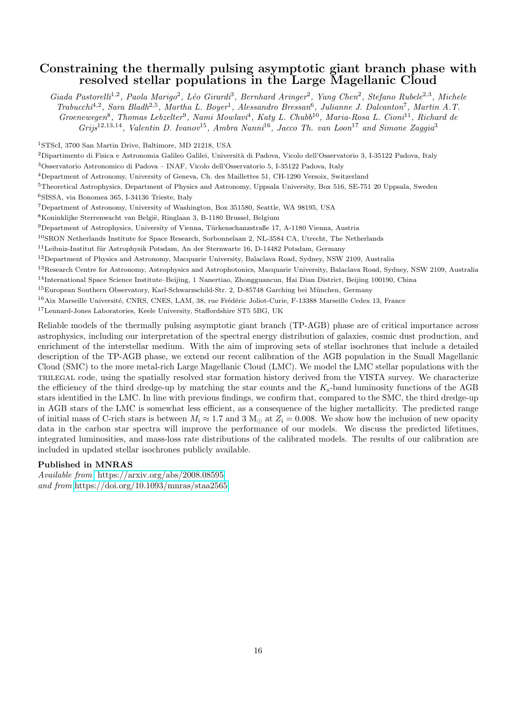# Constraining the thermally pulsing asymptotic giant branch phase with resolved stellar populations in the Large Magellanic Cloud

*Giada Pastorelli[1,2], Paola Marigo[2], Léo Girardi[3], Bernhard Aringer[2], Yang Chen[2], Stefano Rubele[2,3], Michele Trabucchi[4,2], Sara Bladh[2,5], Martha L. Boyer[1], Alessandro Bressan[6], Julianne J. Dalcanton[7], Martin A.T. Groenewegen[8], Thomas Lebzelter[9], Nami Mowlavi[4], Katy L. Chubb[10], Maria-Rosa L. Cioni[11], Richard de Grijs[12,13,14], Valentin D. Ivanov[15], Ambra Nanni[16], Jacco Th. van Loon[17] and Simone Zaggia[3]*

[1]STScI, 3700 San Martin Drive, Baltimore, MD 21218, USA

[2]Dipartimento di Fisica e Astronomia Galileo Galilei, Università di Padova, Vicolo dell'Osservatorio 3, I-35122 Padova, Italy

[3]Osservatorio Astronomico di Padova – INAF, Vicolo dell'Osservatorio 5, I-35122 Padova, Italy

[4]Department of Astronomy, University of Geneva, Ch. des Maillettes 51, CH-1290 Versoix, Switzerland

[5]Theoretical Astrophysics, Department of Physics and Astronomy, Uppsala University, Box 516, SE-751 20 Uppsala, Sweden

[6]SISSA, via Bonomea 365, I-34136 Trieste, Italy

[7]Department of Astronomy, University of Washington, Box 351580, Seattle, WA 98195, USA

[8]Koninklijke Sterrenwacht van België, Ringlaan 3, B-1180 Brussel, Belgium

[9]Department of Astrophysics, University of Vienna, Türkenschanzstraße 17, A-1180 Vienna, Austria

[10]SRON Netherlands Institute for Space Research, Sorbonnelaan 2, NL-3584 CA, Utrecht, The Netherlands

[11]Leibniz-Institut für Astrophysik Potsdam, An der Sternwarte 16, D-14482 Potsdam, Germany

[12]Department of Physics and Astronomy, Macquarie University, Balaclava Road, Sydney, NSW 2109, Australia

[13]Research Centre for Astronomy, Astrophysics and Astrophotonics, Macquarie University, Balaclava Road, Sydney, NSW 2109, Australia

[14]International Space Science Institute–Beijing, 1 Nanertiao, Zhongguancun, Hai Dian District, Beijing 100190, China

[15]European Southern Observatory, Karl-Schwarzschild-Str. 2, D-85748 Garching bei München, Germany

[16]Aix Marseille Université, CNRS, CNES, LAM, 38, rue Frédéric Joliot-Curie, F-13388 Marseille Cedex 13, France

[17]Lennard-Jones Laboratories, Keele University, Staffordshire ST5 5BG, UK

Reliable models of the thermally pulsing asymptotic giant branch (TP-AGB) phase are of critical importance across astrophysics, including our interpretation of the spectral energy distribution of galaxies, cosmic dust production, and enrichment of the interstellar medium. With the aim of improving sets of stellar isochrones that include a detailed description of the TP-AGB phase, we extend our recent calibration of the AGB population in the Small Magellanic Cloud (SMC) to the more metal-rich Large Magellanic Cloud (LMC). We model the LMC stellar populations with the TRILEGAL code, using the spatially resolved star formation history derived from the VISTA survey. We characterize the efficiency of the third dredge-up by matching the star counts and the $K_s$-band luminosity functions of the AGB stars identified in the LMC. In line with previous findings, we confirm that, compared to the SMC, the third dredge-up in AGB stars of the LMC is somewhat less efficient, as a consequence of the higher metallicity. The predicted range of initial mass of C-rich stars is between $M_i \approx 1.7$ and $3$ $M_\odot$ at $Z_i = 0.008$. We show how the inclusion of new opacity data in the carbon star spectra will improve the performance of our models. We discuss the predicted lifetimes, integrated luminosities, and mass-loss rate distributions of the calibrated models. The results of our calibration are included in updated stellar isochrones publicly available.

**Published in MNRAS**

*Available from* https://arxiv.org/abs/2008.08595
*and from* https://doi.org/10.1093/mnras/staa2565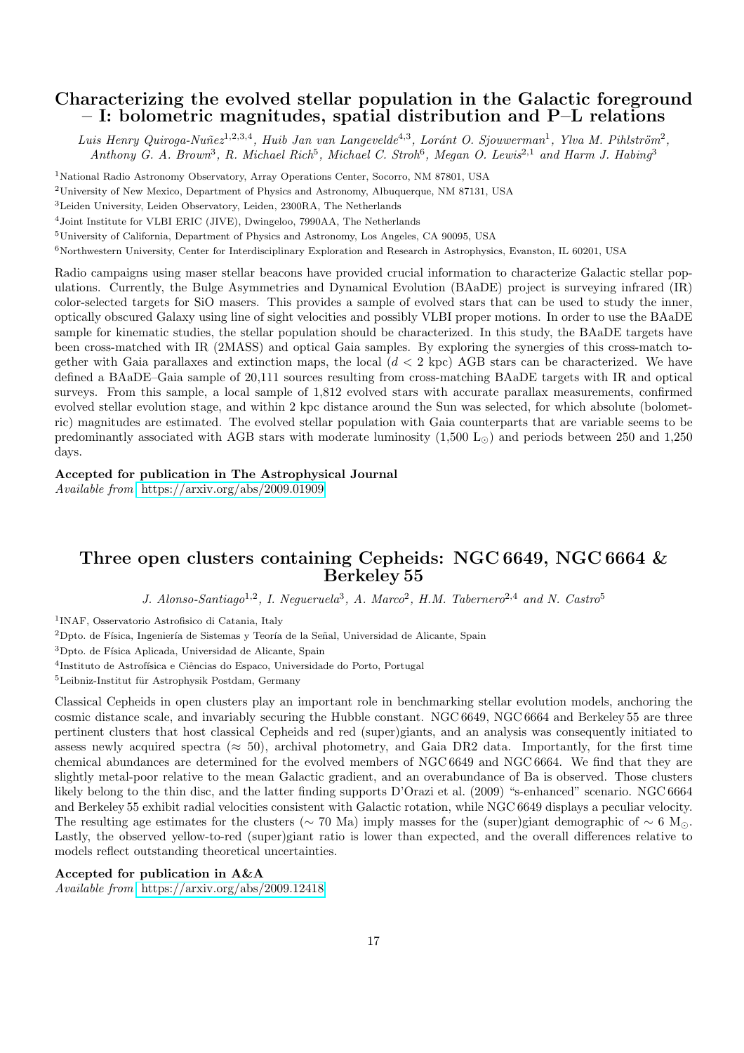## Characterizing the evolved stellar population in the Galactic foreground – I: bolometric magnitudes, spatial distribution and P–L relations

*Luis Henry Quiroga-Nuñez[1,2,3,4], Huib Jan van Langevelde[4,3], Loránt O. Sjouwerman[1], Ylva M. Pihlström[2], Anthony G. A. Brown[3], R. Michael Rich[5], Michael C. Stroh[6], Megan O. Lewis[2,1] and Harm J. Habing[3]*

[1]National Radio Astronomy Observatory, Array Operations Center, Socorro, NM 87801, USA

[2]University of New Mexico, Department of Physics and Astronomy, Albuquerque, NM 87131, USA

[3]Leiden University, Leiden Observatory, Leiden, 2300RA, The Netherlands

[4]Joint Institute for VLBI ERIC (JIVE), Dwingeloo, 7990AA, The Netherlands

[5]University of California, Department of Physics and Astronomy, Los Angeles, CA 90095, USA

[6]Northwestern University, Center for Interdisciplinary Exploration and Research in Astrophysics, Evanston, IL 60201, USA

Radio campaigns using maser stellar beacons have provided crucial information to characterize Galactic stellar populations. Currently, the Bulge Asymmetries and Dynamical Evolution (BAaDE) project is surveying infrared (IR) color-selected targets for SiO masers. This provides a sample of evolved stars that can be used to study the inner, optically obscured Galaxy using line of sight velocities and possibly VLBI proper motions. In order to use the BAaDE sample for kinematic studies, the stellar population should be characterized. In this study, the BAaDE targets have been cross-matched with IR (2MASS) and optical Gaia samples. By exploring the synergies of this cross-match together with Gaia parallaxes and extinction maps, the local ($d < 2$ kpc) AGB stars can be characterized. We have defined a BAaDE–Gaia sample of 20,111 sources resulting from cross-matching BAaDE targets with IR and optical surveys. From this sample, a local sample of 1,812 evolved stars with accurate parallax measurements, confirmed evolved stellar evolution stage, and within 2 kpc distance around the Sun was selected, for which absolute (bolometric) magnitudes are estimated. The evolved stellar population with Gaia counterparts that are variable seems to be predominantly associated with AGB stars with moderate luminosity (1,500 $L_\odot$) and periods between 250 and 1,250 days.

**Accepted for publication in The Astrophysical Journal**

*Available from* https://arxiv.org/abs/2009.01909

## Three open clusters containing Cepheids: NGC 6649, NGC 6664 & Berkeley 55

*J. Alonso-Santiago[1,2], I. Negueruela[3], A. Marco[2], H.M. Tabernero[2,4] and N. Castro[5]*

[1]INAF, Osservatorio Astrofisico di Catania, Italy

[2]Dpto. de Física, Ingeniería de Sistemas y Teoría de la Señal, Universidad de Alicante, Spain

[3]Dpto. de Física Aplicada, Universidad de Alicante, Spain

[4]Instituto de Astrofísica e Ciências do Espaco, Universidade do Porto, Portugal

[5]Leibniz-Institut für Astrophysik Postdam, Germany

Classical Cepheids in open clusters play an important role in benchmarking stellar evolution models, anchoring the cosmic distance scale, and invariably securing the Hubble constant. NGC 6649, NGC 6664 and Berkeley 55 are three pertinent clusters that host classical Cepheids and red (super)giants, and an analysis was consequently initiated to assess newly acquired spectra ($\approx 50$), archival photometry, and Gaia DR2 data. Importantly, for the first time chemical abundances are determined for the evolved members of NGC 6649 and NGC 6664. We find that they are slightly metal-poor relative to the mean Galactic gradient, and an overabundance of Ba is observed. Those clusters likely belong to the thin disc, and the latter finding supports D'Orazi et al. (2009) "s-enhanced" scenario. NGC 6664 and Berkeley 55 exhibit radial velocities consistent with Galactic rotation, while NGC 6649 displays a peculiar velocity. The resulting age estimates for the clusters ($\sim 70$ Ma) imply masses for the (super)giant demographic of $\sim 6$ $M_\odot$. Lastly, the observed yellow-to-red (super)giant ratio is lower than expected, and the overall differences relative to models reflect outstanding theoretical uncertainties.

**Accepted for publication in A&A**

*Available from* https://arxiv.org/abs/2009.12418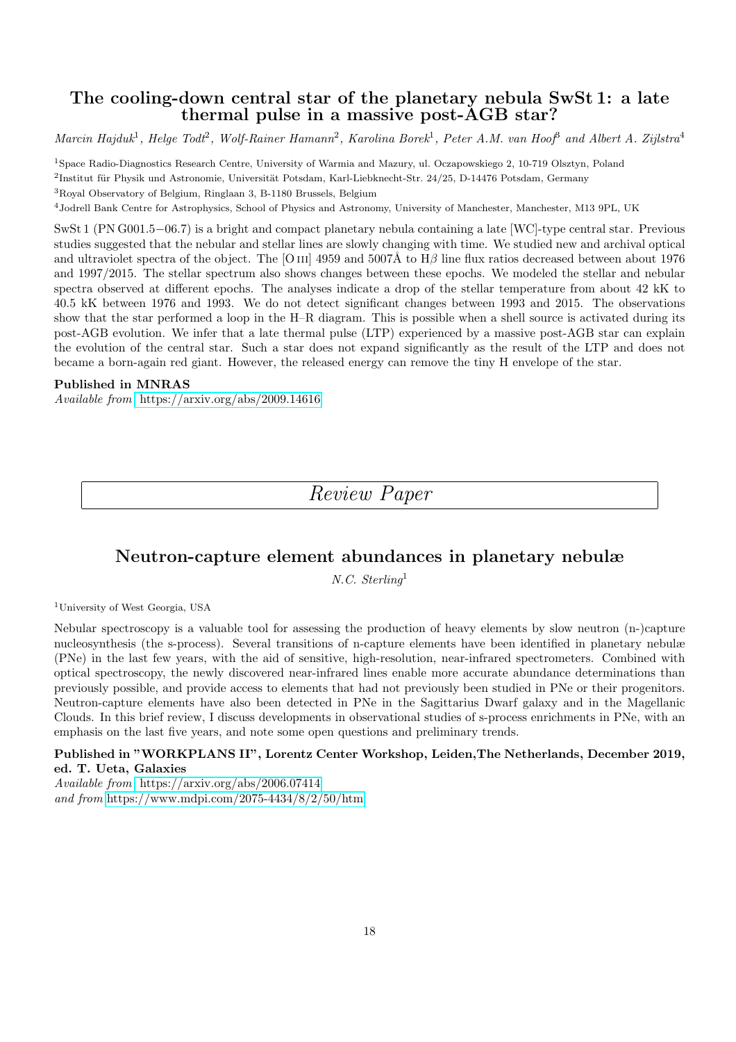## The cooling-down central star of the planetary nebula SwSt 1: a late thermal pulse in a massive post-AGB star?

*Marcin Hajduk*[1], *Helge Todt*[2], *Wolf-Rainer Hamann*[2], *Karolina Borek*[1], *Peter A.M. van Hoof*[3] *and Albert A. Zijlstra*[4]

[1]Space Radio-Diagnostics Research Centre, University of Warmia and Mazury, ul. Oczapowskiego 2, 10-719 Olsztyn, Poland

[2]Institut für Physik und Astronomie, Universität Potsdam, Karl-Liebknecht-Str. 24/25, D-14476 Potsdam, Germany

[3]Royal Observatory of Belgium, Ringlaan 3, B-1180 Brussels, Belgium

[4]Jodrell Bank Centre for Astrophysics, School of Physics and Astronomy, University of Manchester, Manchester, M13 9PL, UK

SwSt 1 (PN G001.5−06.7) is a bright and compact planetary nebula containing a late [WC]-type central star. Previous studies suggested that the nebular and stellar lines are slowly changing with time. We studied new and archival optical and ultraviolet spectra of the object. The [O III] 4959 and 5007Å to H$\beta$ line flux ratios decreased between about 1976 and 1997/2015. The stellar spectrum also shows changes between these epochs. We modeled the stellar and nebular spectra observed at different epochs. The analyses indicate a drop of the stellar temperature from about 42 kK to 40.5 kK between 1976 and 1993. We do not detect significant changes between 1993 and 2015. The observations show that the star performed a loop in the H–R diagram. This is possible when a shell source is activated during its post-AGB evolution. We infer that a late thermal pulse (LTP) experienced by a massive post-AGB star can explain the evolution of the central star. Such a star does not expand significantly as the result of the LTP and does not became a born-again red giant. However, the released energy can remove the tiny H envelope of the star.

**Published in MNRAS**

*Available from* https://arxiv.org/abs/2009.14616

# *Review Paper*

## Neutron-capture element abundances in planetary nebulæ

*N.C. Sterling*[1]

[1]University of West Georgia, USA

Nebular spectroscopy is a valuable tool for assessing the production of heavy elements by slow neutron (n-)capture nucleosynthesis (the s-process). Several transitions of n-capture elements have been identified in planetary nebulæ (PNe) in the last few years, with the aid of sensitive, high-resolution, near-infrared spectrometers. Combined with optical spectroscopy, the newly discovered near-infrared lines enable more accurate abundance determinations than previously possible, and provide access to elements that had not previously been studied in PNe or their progenitors. Neutron-capture elements have also been detected in PNe in the Sagittarius Dwarf galaxy and in the Magellanic Clouds. In this brief review, I discuss developments in observational studies of s-process enrichments in PNe, with an emphasis on the last five years, and note some open questions and preliminary trends.

**Published in "WORKPLANS II", Lorentz Center Workshop, Leiden,The Netherlands, December 2019, ed. T. Ueta, Galaxies**

*Available from* https://arxiv.org/abs/2006.07414
*and from* https://www.mdpi.com/2075-4434/8/2/50/htm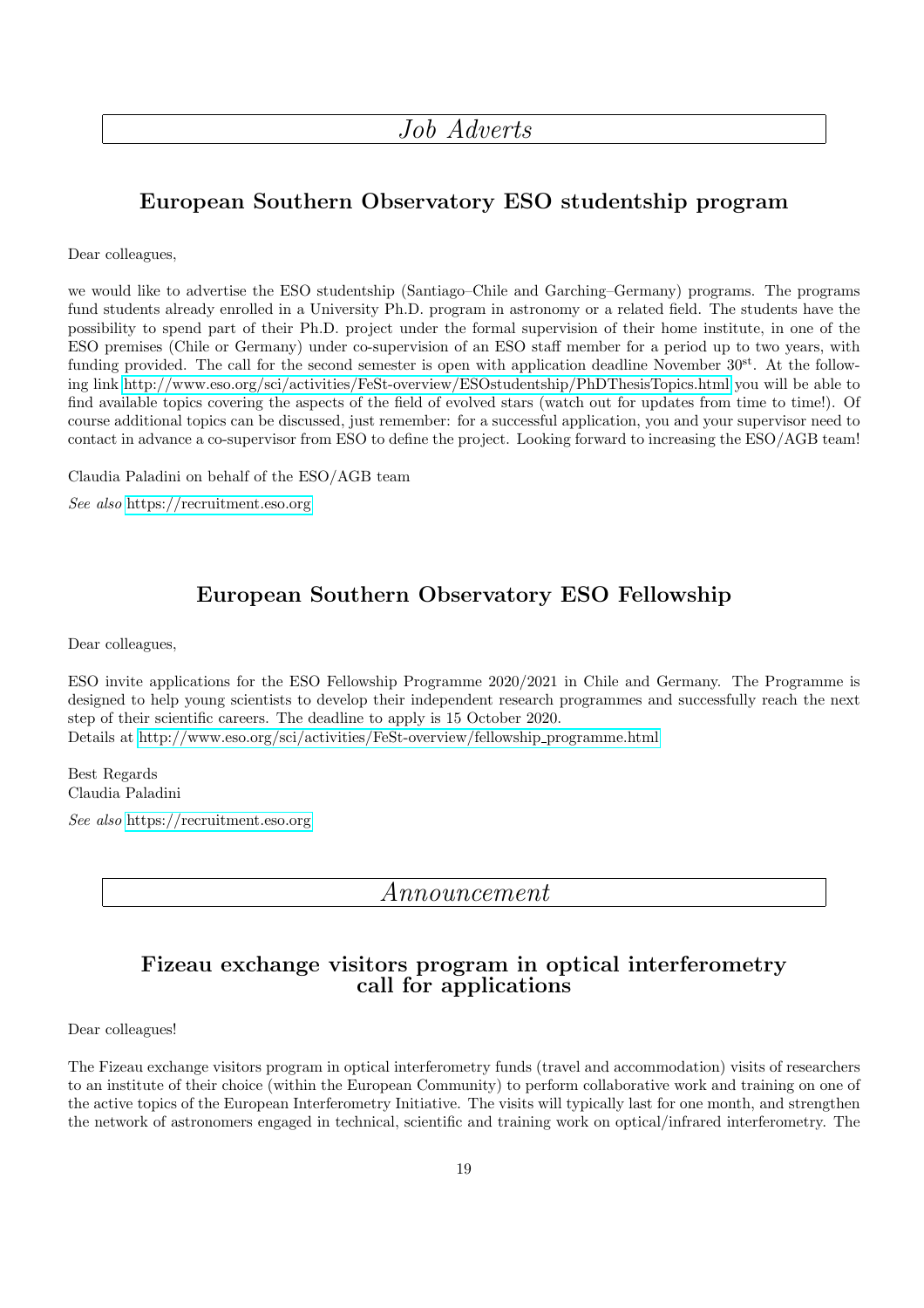# *Job Adverts*

## European Southern Observatory ESO studentship program

Dear colleagues,

we would like to advertise the ESO studentship (Santiago–Chile and Garching–Germany) programs. The programs fund students already enrolled in a University Ph.D. program in astronomy or a related field. The students have the possibility to spend part of their Ph.D. project under the formal supervision of their home institute, in one of the ESO premises (Chile or Germany) under co-supervision of an ESO staff member for a period up to two years, with funding provided. The call for the second semester is open with application deadline November 30$^{st}$. At the following link http://www.eso.org/sci/activities/FeSt-overview/ESOstudentship/PhDThesisTopics.html you will be able to find available topics covering the aspects of the field of evolved stars (watch out for updates from time to time!). Of course additional topics can be discussed, just remember: for a successful application, you and your supervisor need to contact in advance a co-supervisor from ESO to define the project. Looking forward to increasing the ESO/AGB team!

Claudia Paladini on behalf of the ESO/AGB team

*See also* https://recruitment.eso.org

## European Southern Observatory ESO Fellowship

Dear colleagues,

ESO invite applications for the ESO Fellowship Programme 2020/2021 in Chile and Germany. The Programme is designed to help young scientists to develop their independent research programmes and successfully reach the next step of their scientific careers. The deadline to apply is 15 October 2020.
Details at http://www.eso.org/sci/activities/FeSt-overview/fellowship_programme.html

Best Regards
Claudia Paladini

*See also* https://recruitment.eso.org

# *Announcement*

## Fizeau exchange visitors program in optical interferometry call for applications

Dear colleagues!

The Fizeau exchange visitors program in optical interferometry funds (travel and accommodation) visits of researchers to an institute of their choice (within the European Community) to perform collaborative work and training on one of the active topics of the European Interferometry Initiative. The visits will typically last for one month, and strengthen the network of astronomers engaged in technical, scientific and training work on optical/infrared interferometry. The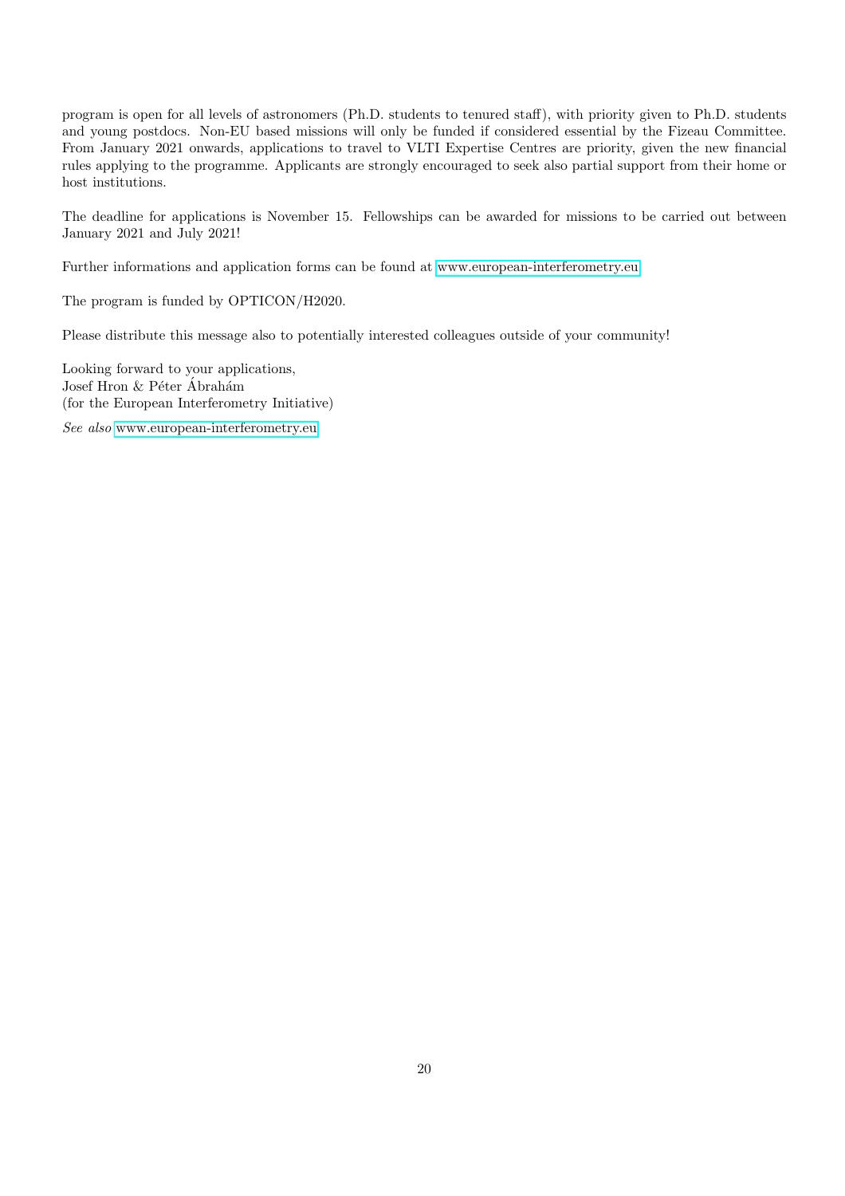program is open for all levels of astronomers (Ph.D. students to tenured staff), with priority given to Ph.D. students and young postdocs. Non-EU based missions will only be funded if considered essential by the Fizeau Committee. From January 2021 onwards, applications to travel to VLTI Expertise Centres are priority, given the new financial rules applying to the programme. Applicants are strongly encouraged to seek also partial support from their home or host institutions.

The deadline for applications is November 15. Fellowships can be awarded for missions to be carried out between January 2021 and July 2021!

Further informations and application forms can be found at www.european-interferometry.eu

The program is funded by OPTICON/H2020.

Please distribute this message also to potentially interested colleagues outside of your community!

Looking forward to your applications,
Josef Hron & Péter Ábrahám
(for the European Interferometry Initiative)

*See also* www.european-interferometry.eu